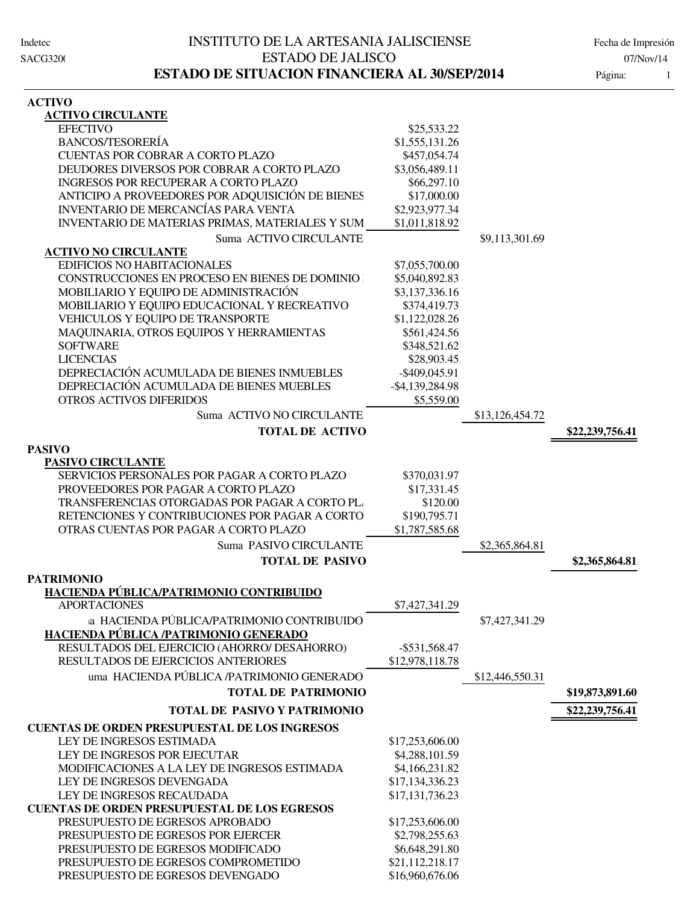# INSTITUTO DE LA ARTESANIA JALISCIENSE

## ESTADO DE JALISCO

## ESTADO DE SITUACION FINANCIERA AL 30/SEP/2014

Indetec  
SACG320(

Fecha de Impresión  
07/Nov/14

| Concepto | | | |
|---|---|---|---|
| **ACTIVO** | | | |
| **ACTIVO CIRCULANTE** | | | |
| EFECTIVO | $25,533.22 | | |
| BANCOS/TESORERÍA | $1,555,131.26 | | |
| CUENTAS POR COBRAR A CORTO PLAZO | $457,054.74 | | |
| DEUDORES DIVERSOS POR COBRAR A CORTO PLAZO | $3,056,489.11 | | |
| INGRESOS POR RECUPERAR A CORTO PLAZO | $66,297.10 | | |
| ANTICIPO A PROVEEDORES POR ADQUISICIÓN DE BIENES | $17,000.00 | | |
| INVENTARIO DE MERCANCÍAS PARA VENTA | $2,923,977.34 | | |
| INVENTARIO DE MATERIAS PRIMAS, MATERIALES Y SUM | $1,011,818.92 | | |
| Suma ACTIVO CIRCULANTE | | $9,113,301.69 | |
| **ACTIVO NO CIRCULANTE** | | | |
| EDIFICIOS NO HABITACIONALES | $7,055,700.00 | | |
| CONSTRUCCIONES EN PROCESO EN BIENES DE DOMINIO | $5,040,892.83 | | |
| MOBILIARIO Y EQUIPO DE ADMINISTRACIÓN | $3,137,336.16 | | |
| MOBILIARIO Y EQUIPO EDUCACIONAL Y RECREATIVO | $374,419.73 | | |
| VEHICULOS Y EQUIPO DE TRANSPORTE | $1,122,028.26 | | |
| MAQUINARIA, OTROS EQUIPOS Y HERRAMIENTAS | $561,424.56 | | |
| SOFTWARE | $348,521.62 | | |
| LICENCIAS | $28,903.45 | | |
| DEPRECIACIÓN ACUMULADA DE BIENES INMUEBLES | -$409,045.91 | | |
| DEPRECIACIÓN ACUMULADA DE BIENES MUEBLES | -$4,139,284.98 | | |
| OTROS ACTIVOS DIFERIDOS | $5,559.00 | | |
| Suma ACTIVO NO CIRCULANTE | | $13,126,454.72 | |
| **TOTAL DE ACTIVO** | | | **$22,239,756.41** |
| **PASIVO** | | | |
| **PASIVO CIRCULANTE** | | | |
| SERVICIOS PERSONALES POR PAGAR A CORTO PLAZO | $370,031.97 | | |
| PROVEEDORES POR PAGAR A CORTO PLAZO | $17,331.45 | | |
| TRANSFERENCIAS OTORGADAS POR PAGAR A CORTO PL. | $120.00 | | |
| RETENCIONES Y CONTRIBUCIONES POR PAGAR A CORTO | $190,795.71 | | |
| OTRAS CUENTAS POR PAGAR A CORTO PLAZO | $1,787,585.68 | | |
| Suma PASIVO CIRCULANTE | | $2,365,864.81 | |
| **TOTAL DE PASIVO** | | | **$2,365,864.81** |
| **PATRIMONIO** | | | |
| **HACIENDA PÚBLICA/PATRIMONIO CONTRIBUIDO** | | | |
| APORTACIONES | $7,427,341.29 | | |
| a HACIENDA PÚBLICA/PATRIMONIO CONTRIBUIDO | | $7,427,341.29 | |
| **HACIENDA PÚBLICA /PATRIMONIO GENERADO** | | | |
| RESULTADOS DEL EJERCICIO (AHORRO/ DESAHORRO) | -$531,568.47 | | |
| RESULTADOS DE EJERCICIOS ANTERIORES | $12,978,118.78 | | |
| uma HACIENDA PÚBLICA /PATRIMONIO GENERADO | | $12,446,550.31 | |
| **TOTAL DE PATRIMONIO** | | | **$19,873,891.60** |
| **TOTAL DE PASIVO Y PATRIMONIO** | | | **$22,239,756.41** |
| **CUENTAS DE ORDEN PRESUPUESTAL DE LOS INGRESOS** | | | |
| LEY DE INGRESOS ESTIMADA | $17,253,606.00 | | |
| LEY DE INGRESOS POR EJECUTAR | $4,288,101.59 | | |
| MODIFICACIONES A LA LEY DE INGRESOS ESTIMADA | $4,166,231.82 | | |
| LEY DE INGRESOS DEVENGADA | $17,134,336.23 | | |
| LEY DE INGRESOS RECAUDADA | $17,131,736.23 | | |
| **CUENTAS DE ORDEN PRESUPUESTAL DE LOS EGRESOS** | | | |
| PRESUPUESTO DE EGRESOS APROBADO | $17,253,606.00 | | |
| PRESUPUESTO DE EGRESOS POR EJERCER | $2,798,255.63 | | |
| PRESUPUESTO DE EGRESOS MODIFICADO | $6,648,291.80 | | |
| PRESUPUESTO DE EGRESOS COMPROMETIDO | $21,112,218.17 | | |
| PRESUPUESTO DE EGRESOS DEVENGADO | $16,960,676.06 | | |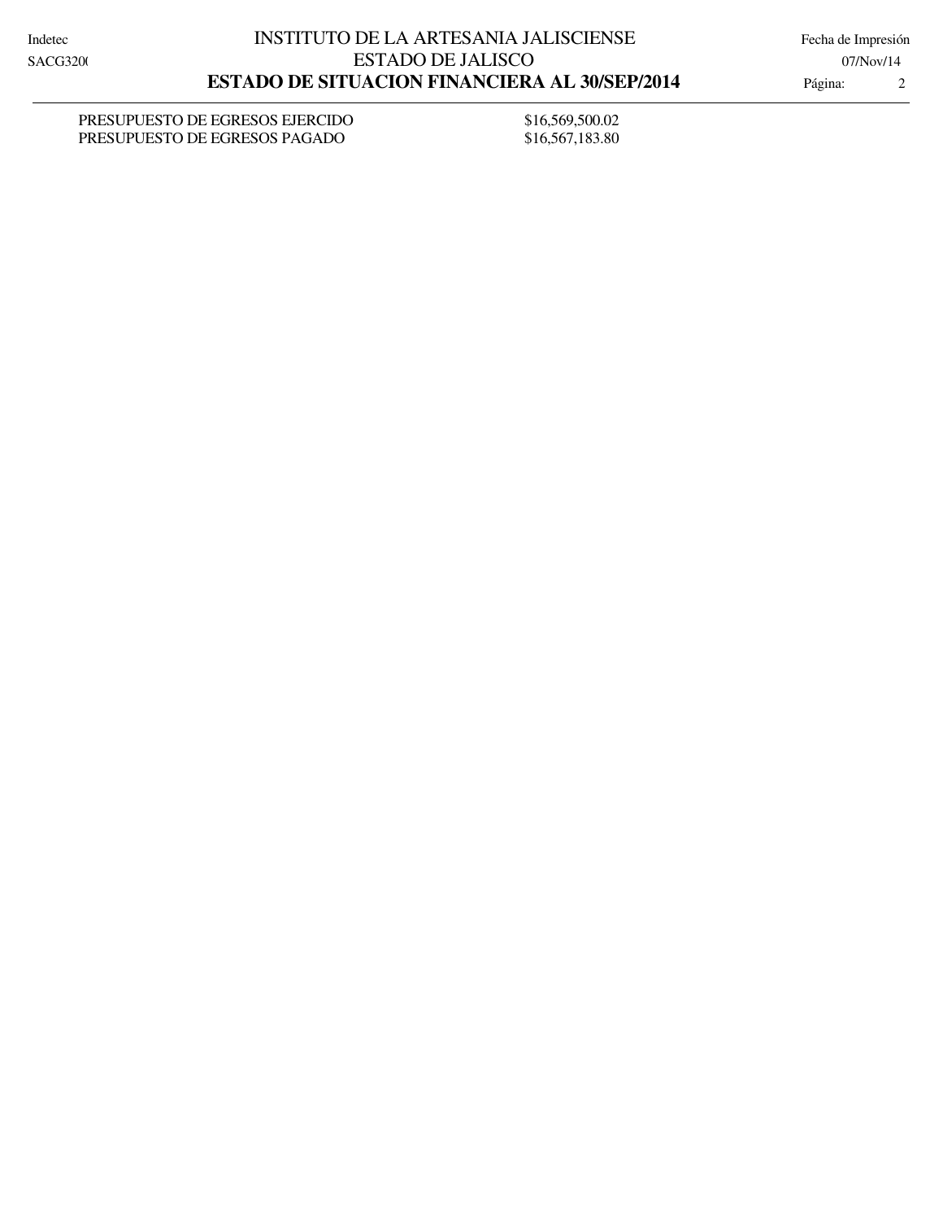| | |
|---|---|
| PRESUPUESTO DE EGRESOS EJERCIDO | $16,569,500.02 |
| PRESUPUESTO DE EGRESOS PAGADO | $16,567,183.80 |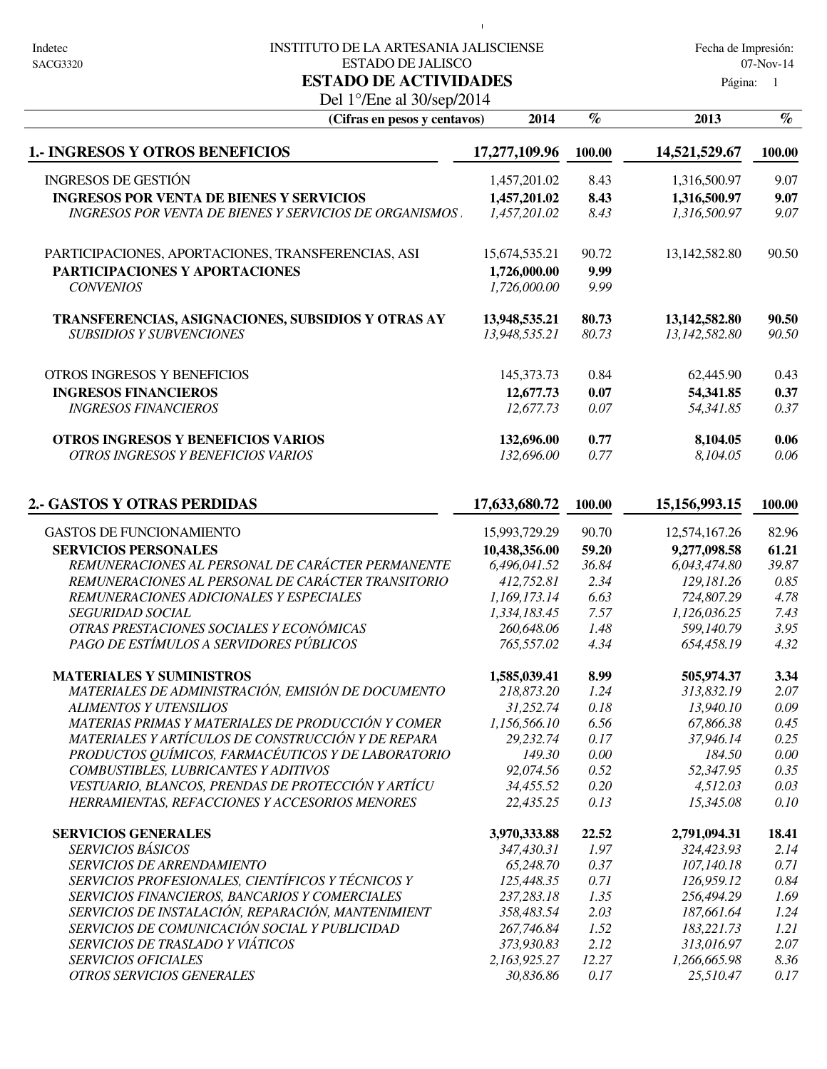Indetec
SACG3320

INSTITUTO DE LA ARTESANIA JALISCIENSE
ESTADO DE JALISCO

# ESTADO DE ACTIVIDADES

Del 1°/Ene al 30/sep/2014

Fecha de Impresión: 07-Nov-14

| (Cifras en pesos y centavos) | 2014 | % | 2013 | % |
|---|---|---|---|---|
| **1.- INGRESOS Y OTROS BENEFICIOS** | **17,277,109.96** | **100.00** | **14,521,529.67** | **100.00** |
| INGRESOS DE GESTIÓN | 1,457,201.02 | 8.43 | 1,316,500.97 | 9.07 |
| **INGRESOS POR VENTA DE BIENES Y SERVICIOS** | **1,457,201.02** | **8.43** | **1,316,500.97** | **9.07** |
| *INGRESOS POR VENTA DE BIENES Y SERVICIOS DE ORGANISMOS .* | *1,457,201.02* | *8.43* | *1,316,500.97* | *9.07* |
| PARTICIPACIONES, APORTACIONES, TRANSFERENCIAS, ASI | 15,674,535.21 | 90.72 | 13,142,582.80 | 90.50 |
| **PARTICIPACIONES Y APORTACIONES** | **1,726,000.00** | **9.99** | | |
| *CONVENIOS* | *1,726,000.00* | *9.99* | | |
| **TRANSFERENCIAS, ASIGNACIONES, SUBSIDIOS Y OTRAS AY** | **13,948,535.21** | **80.73** | **13,142,582.80** | **90.50** |
| *SUBSIDIOS Y SUBVENCIONES* | *13,948,535.21* | *80.73* | *13,142,582.80* | *90.50* |
| OTROS INGRESOS Y BENEFICIOS | 145,373.73 | 0.84 | 62,445.90 | 0.43 |
| **INGRESOS FINANCIEROS** | **12,677.73** | **0.07** | **54,341.85** | **0.37** |
| *INGRESOS FINANCIEROS* | *12,677.73* | *0.07* | *54,341.85* | *0.37* |
| **OTROS INGRESOS Y BENEFICIOS VARIOS** | **132,696.00** | **0.77** | **8,104.05** | **0.06** |
| *OTROS INGRESOS Y BENEFICIOS VARIOS* | *132,696.00* | *0.77* | *8,104.05* | *0.06* |
| **2.- GASTOS Y OTRAS PERDIDAS** | **17,633,680.72** | **100.00** | **15,156,993.15** | **100.00** |
| GASTOS DE FUNCIONAMIENTO | 15,993,729.29 | 90.70 | 12,574,167.26 | 82.96 |
| **SERVICIOS PERSONALES** | **10,438,356.00** | **59.20** | **9,277,098.58** | **61.21** |
| *REMUNERACIONES AL PERSONAL DE CARÁCTER PERMANENTE* | *6,496,041.52* | *36.84* | *6,043,474.80* | *39.87* |
| *REMUNERACIONES AL PERSONAL DE CARÁCTER TRANSITORIO* | *412,752.81* | *2.34* | *129,181.26* | *0.85* |
| *REMUNERACIONES ADICIONALES Y ESPECIALES* | *1,169,173.14* | *6.63* | *724,807.29* | *4.78* |
| *SEGURIDAD SOCIAL* | *1,334,183.45* | *7.57* | *1,126,036.25* | *7.43* |
| *OTRAS PRESTACIONES SOCIALES Y ECONÓMICAS* | *260,648.06* | *1.48* | *599,140.79* | *3.95* |
| *PAGO DE ESTÍMULOS A SERVIDORES PÚBLICOS* | *765,557.02* | *4.34* | *654,458.19* | *4.32* |
| **MATERIALES Y SUMINISTROS** | **1,585,039.41** | **8.99** | **505,974.37** | **3.34** |
| *MATERIALES DE ADMINISTRACIÓN, EMISIÓN DE DOCUMENTO* | *218,873.20* | *1.24* | *313,832.19* | *2.07* |
| *ALIMENTOS Y UTENSILIOS* | *31,252.74* | *0.18* | *13,940.10* | *0.09* |
| *MATERIAS PRIMAS Y MATERIALES DE PRODUCCIÓN Y COMER* | *1,156,566.10* | *6.56* | *67,866.38* | *0.45* |
| *MATERIALES Y ARTÍCULOS DE CONSTRUCCIÓN Y DE REPARA* | *29,232.74* | *0.17* | *37,946.14* | *0.25* |
| *PRODUCTOS QUÍMICOS, FARMACÉUTICOS Y DE LABORATORIO* | *149.30* | *0.00* | *184.50* | *0.00* |
| *COMBUSTIBLES, LUBRICANTES Y ADITIVOS* | *92,074.56* | *0.52* | *52,347.95* | *0.35* |
| *VESTUARIO, BLANCOS, PRENDAS DE PROTECCIÓN Y ARTÍCU* | *34,455.52* | *0.20* | *4,512.03* | *0.03* |
| *HERRAMIENTAS, REFACCIONES Y ACCESORIOS MENORES* | *22,435.25* | *0.13* | *15,345.08* | *0.10* |
| **SERVICIOS GENERALES** | **3,970,333.88** | **22.52** | **2,791,094.31** | **18.41** |
| *SERVICIOS BÁSICOS* | *347,430.31* | *1.97* | *324,423.93* | *2.14* |
| *SERVICIOS DE ARRENDAMIENTO* | *65,248.70* | *0.37* | *107,140.18* | *0.71* |
| *SERVICIOS PROFESIONALES, CIENTÍFICOS Y TÉCNICOS Y* | *125,448.35* | *0.71* | *126,959.12* | *0.84* |
| *SERVICIOS FINANCIEROS, BANCARIOS Y COMERCIALES* | *237,283.18* | *1.35* | *256,494.29* | *1.69* |
| *SERVICIOS DE INSTALACIÓN, REPARACIÓN, MANTENIMIENT* | *358,483.54* | *2.03* | *187,661.64* | *1.24* |
| *SERVICIOS DE COMUNICACIÓN SOCIAL Y PUBLICIDAD* | *267,746.84* | *1.52* | *183,221.73* | *1.21* |
| *SERVICIOS DE TRASLADO Y VIÁTICOS* | *373,930.83* | *2.12* | *313,016.97* | *2.07* |
| *SERVICIOS OFICIALES* | *2,163,925.27* | *12.27* | *1,266,665.98* | *8.36* |
| *OTROS SERVICIOS GENERALES* | *30,836.86* | *0.17* | *25,510.47* | *0.17* |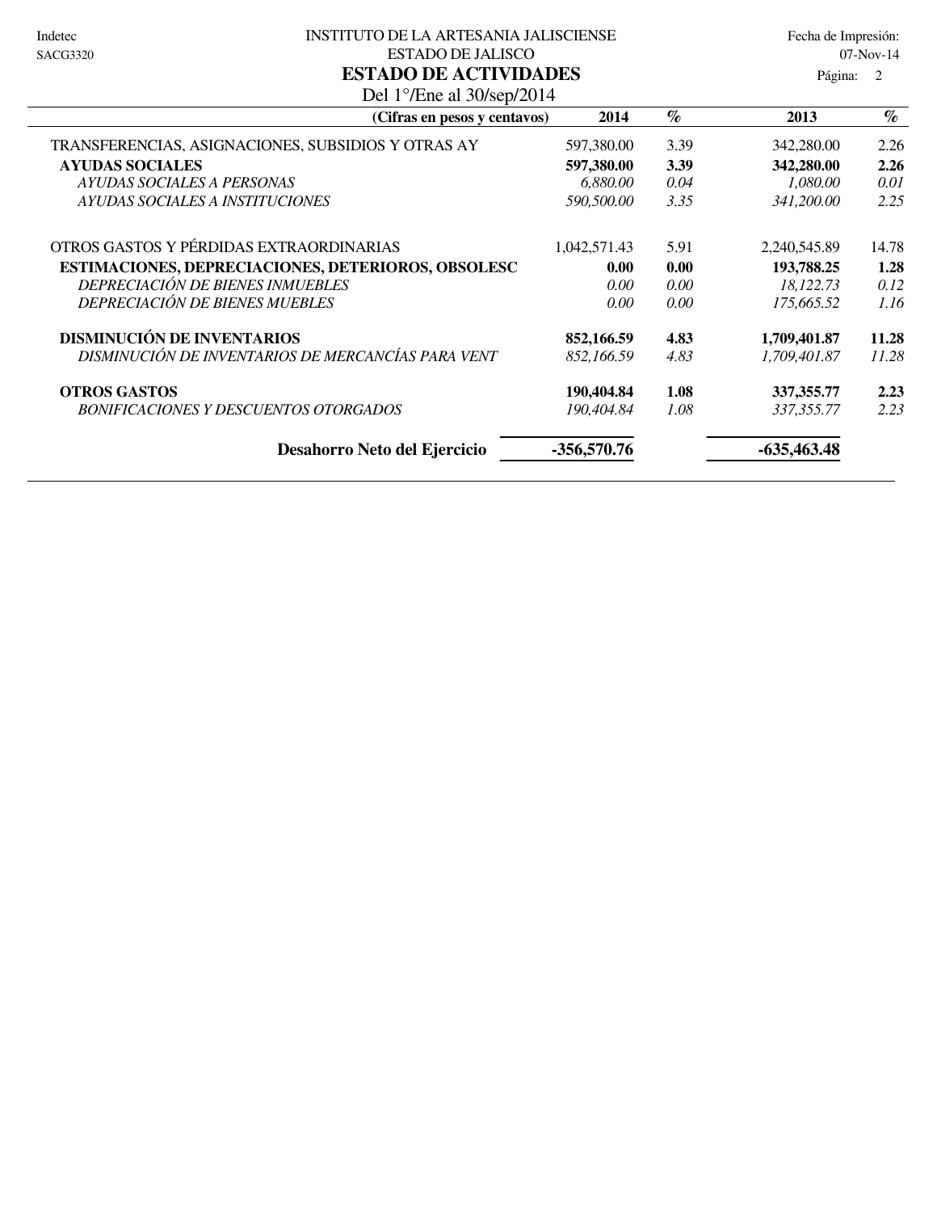INSTITUTO DE LA ARTESANIA JALISCIENSE

ESTADO DE JALISCO

# ESTADO DE ACTIVIDADES

Del 1°/Ene al 30/sep/2014

| (Cifras en pesos y centavos) | 2014 | % | 2013 | % |
|---|---|---|---|---|
| TRANSFERENCIAS, ASIGNACIONES, SUBSIDIOS Y OTRAS AY | 597,380.00 | 3.39 | 342,280.00 | 2.26 |
| **AYUDAS SOCIALES** | **597,380.00** | **3.39** | **342,280.00** | **2.26** |
| *AYUDAS SOCIALES A PERSONAS* | *6,880.00* | *0.04* | *1,080.00* | *0.01* |
| *AYUDAS SOCIALES A INSTITUCIONES* | *590,500.00* | *3.35* | *341,200.00* | *2.25* |
| OTROS GASTOS Y PÉRDIDAS EXTRAORDINARIAS | 1,042,571.43 | 5.91 | 2,240,545.89 | 14.78 |
| **ESTIMACIONES, DEPRECIACIONES, DETERIOROS, OBSOLESC** | **0.00** | **0.00** | **193,788.25** | **1.28** |
| *DEPRECIACIÓN DE BIENES INMUEBLES* | *0.00* | *0.00* | *18,122.73* | *0.12* |
| *DEPRECIACIÓN DE BIENES MUEBLES* | *0.00* | *0.00* | *175,665.52* | *1.16* |
| **DISMINUCIÓN DE INVENTARIOS** | **852,166.59** | **4.83** | **1,709,401.87** | **11.28** |
| *DISMINUCIÓN DE INVENTARIOS DE MERCANCÍAS PARA VENT* | *852,166.59* | *4.83* | *1,709,401.87* | *11.28* |
| **OTROS GASTOS** | **190,404.84** | **1.08** | **337,355.77** | **2.23** |
| *BONIFICACIONES Y DESCUENTOS OTORGADOS* | *190,404.84* | *1.08* | *337,355.77* | *2.23* |
| **Desahorro Neto del Ejercicio** | **-356,570.76** | | **-635,463.48** | |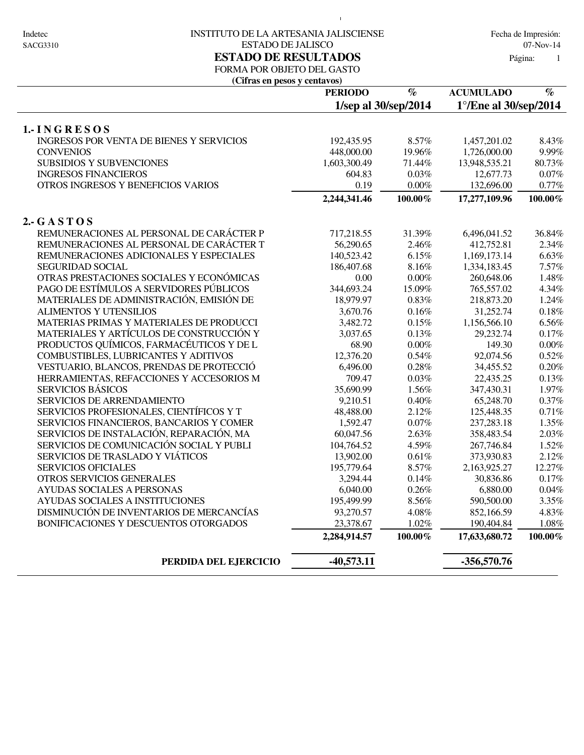Indetec
SACG3310

INSTITUTO DE LA ARTESANIA JALISCIENSE
ESTADO DE JALISCO

Fecha de Impresión: 07-Nov-14

Página: 1

# ESTADO DE RESULTADOS

FORMA POR OBJETO DEL GASTO

**(Cifras en pesos y centavos)**

| | PERIODO | % | ACUMULADO | % |
|---|---|---|---|---|
| | **1/sep al 30/sep/2014** | | **1°/Ene al 30/sep/2014** | |
| **1.- I N G R E S O S** | | | | |
| INGRESOS POR VENTA DE BIENES Y SERVICIOS | 192,435.95 | 8.57% | 1,457,201.02 | 8.43% |
| CONVENIOS | 448,000.00 | 19.96% | 1,726,000.00 | 9.99% |
| SUBSIDIOS Y SUBVENCIONES | 1,603,300.49 | 71.44% | 13,948,535.21 | 80.73% |
| INGRESOS FINANCIEROS | 604.83 | 0.03% | 12,677.73 | 0.07% |
| OTROS INGRESOS Y BENEFICIOS VARIOS | 0.19 | 0.00% | 132,696.00 | 0.77% |
| | **2,244,341.46** | **100.00%** | **17,277,109.96** | **100.00%** |
| **2.- G A S T O S** | | | | |
| REMUNERACIONES AL PERSONAL DE CARÁCTER P | 717,218.55 | 31.39% | 6,496,041.52 | 36.84% |
| REMUNERACIONES AL PERSONAL DE CARÁCTER T | 56,290.65 | 2.46% | 412,752.81 | 2.34% |
| REMUNERACIONES ADICIONALES Y ESPECIALES | 140,523.42 | 6.15% | 1,169,173.14 | 6.63% |
| SEGURIDAD SOCIAL | 186,407.68 | 8.16% | 1,334,183.45 | 7.57% |
| OTRAS PRESTACIONES SOCIALES Y ECONÓMICAS | 0.00 | 0.00% | 260,648.06 | 1.48% |
| PAGO DE ESTÍMULOS A SERVIDORES PÚBLICOS | 344,693.24 | 15.09% | 765,557.02 | 4.34% |
| MATERIALES DE ADMINISTRACIÓN, EMISIÓN DE | 18,979.97 | 0.83% | 218,873.20 | 1.24% |
| ALIMENTOS Y UTENSILIOS | 3,670.76 | 0.16% | 31,252.74 | 0.18% |
| MATERIAS PRIMAS Y MATERIALES DE PRODUCCI | 3,482.72 | 0.15% | 1,156,566.10 | 6.56% |
| MATERIALES Y ARTÍCULOS DE CONSTRUCCIÓN Y | 3,037.65 | 0.13% | 29,232.74 | 0.17% |
| PRODUCTOS QUÍMICOS, FARMACÉUTICOS Y DE L | 68.90 | 0.00% | 149.30 | 0.00% |
| COMBUSTIBLES, LUBRICANTES Y ADITIVOS | 12,376.20 | 0.54% | 92,074.56 | 0.52% |
| VESTUARIO, BLANCOS, PRENDAS DE PROTECCIÓ | 6,496.00 | 0.28% | 34,455.52 | 0.20% |
| HERRAMIENTAS, REFACCIONES Y ACCESORIOS M | 709.47 | 0.03% | 22,435.25 | 0.13% |
| SERVICIOS BÁSICOS | 35,690.99 | 1.56% | 347,430.31 | 1.97% |
| SERVICIOS DE ARRENDAMIENTO | 9,210.51 | 0.40% | 65,248.70 | 0.37% |
| SERVICIOS PROFESIONALES, CIENTÍFICOS Y T | 48,488.00 | 2.12% | 125,448.35 | 0.71% |
| SERVICIOS FINANCIEROS, BANCARIOS Y COMER | 1,592.47 | 0.07% | 237,283.18 | 1.35% |
| SERVICIOS DE INSTALACIÓN, REPARACIÓN, MA | 60,047.56 | 2.63% | 358,483.54 | 2.03% |
| SERVICIOS DE COMUNICACIÓN SOCIAL Y PUBLI | 104,764.52 | 4.59% | 267,746.84 | 1.52% |
| SERVICIOS DE TRASLADO Y VIÁTICOS | 13,902.00 | 0.61% | 373,930.83 | 2.12% |
| SERVICIOS OFICIALES | 195,779.64 | 8.57% | 2,163,925.27 | 12.27% |
| OTROS SERVICIOS GENERALES | 3,294.44 | 0.14% | 30,836.86 | 0.17% |
| AYUDAS SOCIALES A PERSONAS | 6,040.00 | 0.26% | 6,880.00 | 0.04% |
| AYUDAS SOCIALES A INSTITUCIONES | 195,499.99 | 8.56% | 590,500.00 | 3.35% |
| DISMINUCIÓN DE INVENTARIOS DE MERCANCÍAS | 93,270.57 | 4.08% | 852,166.59 | 4.83% |
| BONIFICACIONES Y DESCUENTOS OTORGADOS | 23,378.67 | 1.02% | 190,404.84 | 1.08% |
| | **2,284,914.57** | **100.00%** | **17,633,680.72** | **100.00%** |
| **PERDIDA DEL EJERCICIO** | **-40,573.11** | | **-356,570.76** | |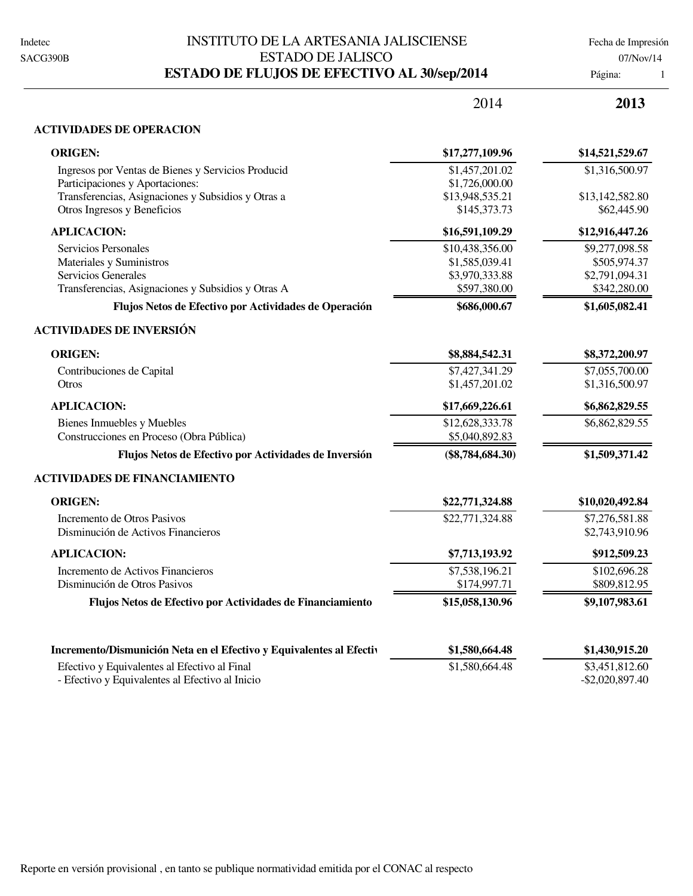# INSTITUTO DE LA ARTESANIA JALISCIENSE

## ESTADO DE JALISCO

## ESTADO DE FLUJOS DE EFECTIVO AL 30/sep/2014

| | 2014 | **2013** |
|---|---|---|
| **ACTIVIDADES DE OPERACION** | | |
| **ORIGEN:** | **$17,277,109.96** | **$14,521,529.67** |
| Ingresos por Ventas de Bienes y Servicios Producid | $1,457,201.02 | $1,316,500.97 |
| Participaciones y Aportaciones: | $1,726,000.00 | |
| Transferencias, Asignaciones y Subsidios y Otras a | $13,948,535.21 | $13,142,582.80 |
| Otros Ingresos y Beneficios | $145,373.73 | $62,445.90 |
| **APLICACION:** | **$16,591,109.29** | **$12,916,447.26** |
| Servicios Personales | $10,438,356.00 | $9,277,098.58 |
| Materiales y Suministros | $1,585,039.41 | $505,974.37 |
| Servicios Generales | $3,970,333.88 | $2,791,094.31 |
| Transferencias, Asignaciones y Subsidios y Otras A | $597,380.00 | $342,280.00 |
| **Flujos Netos de Efectivo por Actividades de Operación** | **$686,000.67** | **$1,605,082.41** |
| **ACTIVIDADES DE INVERSIÓN** | | |
| **ORIGEN:** | **$8,884,542.31** | **$8,372,200.97** |
| Contribuciones de Capital | $7,427,341.29 | $7,055,700.00 |
| Otros | $1,457,201.02 | $1,316,500.97 |
| **APLICACION:** | **$17,669,226.61** | **$6,862,829.55** |
| Bienes Inmuebles y Muebles | $12,628,333.78 | $6,862,829.55 |
| Construcciones en Proceso (Obra Pública) | $5,040,892.83 | |
| **Flujos Netos de Efectivo por Actividades de Inversión** | **($8,784,684.30)** | **$1,509,371.42** |
| **ACTIVIDADES DE FINANCIAMIENTO** | | |
| **ORIGEN:** | **$22,771,324.88** | **$10,020,492.84** |
| Incremento de Otros Pasivos | $22,771,324.88 | $7,276,581.88 |
| Disminución de Activos Financieros | | $2,743,910.96 |
| **APLICACION:** | **$7,713,193.92** | **$912,509.23** |
| Incremento de Activos Financieros | $7,538,196.21 | $102,696.28 |
| Disminución de Otros Pasivos | $174,997.71 | $809,812.95 |
| **Flujos Netos de Efectivo por Actividades de Financiamiento** | **$15,058,130.96** | **$9,107,983.61** |
| **Incremento/Dismunición Neta en el Efectivo y Equivalentes al Efectiv** | **$1,580,664.48** | **$1,430,915.20** |
| Efectivo y Equivalentes al Efectivo al Final | $1,580,664.48 | $3,451,812.60 |
| - Efectivo y Equivalentes al Efectivo al Inicio | | -$2,020,897.40 |

Reporte en versión provisional , en tanto se publique normatividad emitida por el CONAC al respecto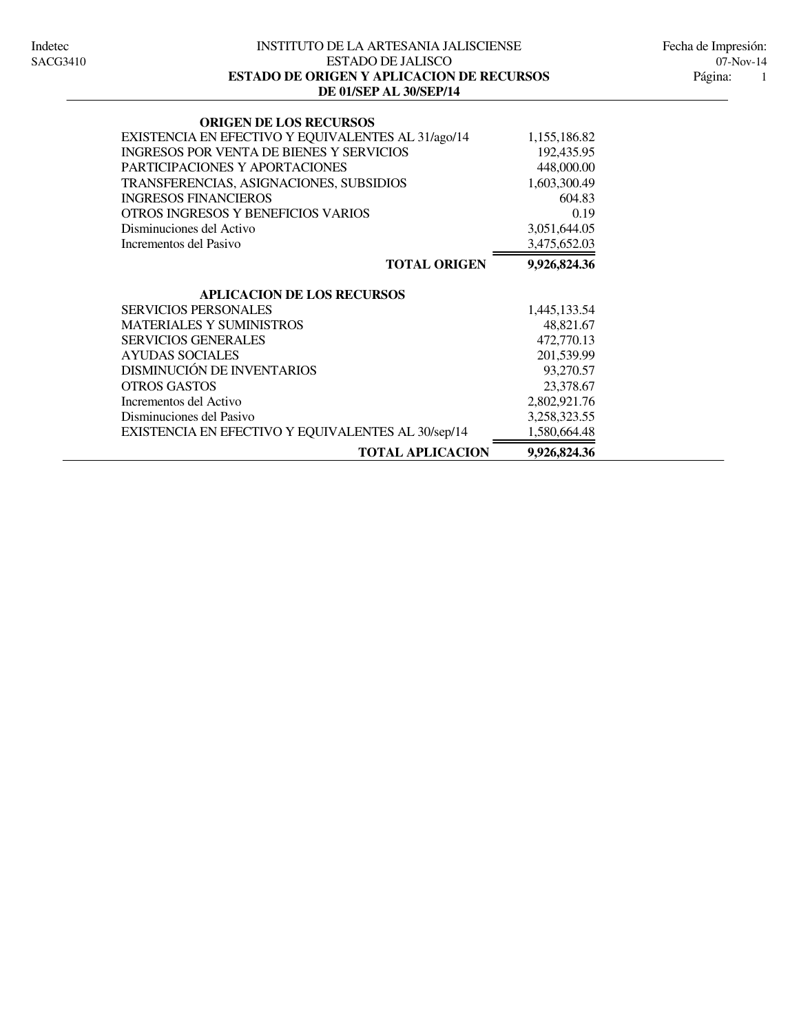INSTITUTO DE LA ARTESANIA JALISCIENSE
ESTADO DE JALISCO
**ESTADO DE ORIGEN Y APLICACION DE RECURSOS**
**DE 01/SEP AL 30/SEP/14**

| **ORIGEN DE LOS RECURSOS** | |
|---|---:|
| EXISTENCIA EN EFECTIVO Y EQUIVALENTES AL 31/ago/14 | 1,155,186.82 |
| INGRESOS POR VENTA DE BIENES Y SERVICIOS | 192,435.95 |
| PARTICIPACIONES Y APORTACIONES | 448,000.00 |
| TRANSFERENCIAS, ASIGNACIONES, SUBSIDIOS | 1,603,300.49 |
| INGRESOS FINANCIEROS | 604.83 |
| OTROS INGRESOS Y BENEFICIOS VARIOS | 0.19 |
| Disminuciones del Activo | 3,051,644.05 |
| Incrementos del Pasivo | 3,475,652.03 |
| **TOTAL ORIGEN** | **9,926,824.36** |
| **APLICACION DE LOS RECURSOS** | |
| SERVICIOS PERSONALES | 1,445,133.54 |
| MATERIALES Y SUMINISTROS | 48,821.67 |
| SERVICIOS GENERALES | 472,770.13 |
| AYUDAS SOCIALES | 201,539.99 |
| DISMINUCIÓN DE INVENTARIOS | 93,270.57 |
| OTROS GASTOS | 23,378.67 |
| Incrementos del Activo | 2,802,921.76 |
| Disminuciones del Pasivo | 3,258,323.55 |
| EXISTENCIA EN EFECTIVO Y EQUIVALENTES AL 30/sep/14 | 1,580,664.48 |
| **TOTAL APLICACION** | **9,926,824.36** |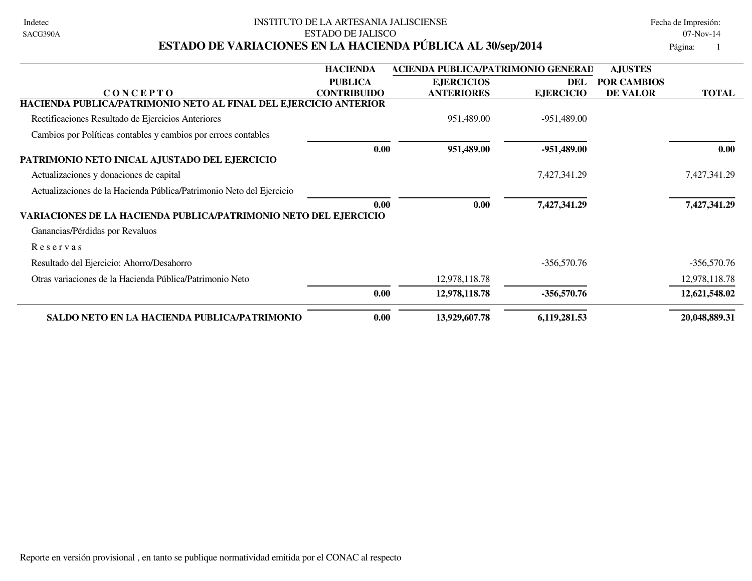INSTITUTO DE LA ARTESANIA JALISCIENSE

ESTADO DE JALISCO

# ESTADO DE VARIACIONES EN LA HACIENDA PÚBLICA AL 30/sep/2014

Fecha de Impresión: 07-Nov-14

| CONCEPTO | HACIENDA PUBLICA CONTRIBUIDO | HACIENDA PUBLICA/PATRIMONIO GENERADO EJERCICIOS ANTERIORES | HACIENDA PUBLICA/PATRIMONIO GENERADO DEL EJERCICIO | AJUSTES POR CAMBIOS DE VALOR | TOTAL |
|---|---|---|---|---|---|
| **HACIENDA PUBLICA/PATRIMONIO NETO AL FINAL DEL EJERCICIO ANTERIOR** | | | | | |
| Rectificaciones Resultado de Ejercicios Anteriores | | 951,489.00 | -951,489.00 | | |
| Cambios por Políticas contables y cambios por erroes contables | | | | | |
| | **0.00** | **951,489.00** | **-951,489.00** | | **0.00** |
| **PATRIMONIO NETO INICAL AJUSTADO DEL EJERCICIO** | | | | | |
| Actualizaciones y donaciones de capital | | | 7,427,341.29 | | 7,427,341.29 |
| Actualizaciones de la Hacienda Pública/Patrimonio Neto del Ejercicio | | | | | |
| | **0.00** | **0.00** | **7,427,341.29** | | **7,427,341.29** |
| **VARIACIONES DE LA HACIENDA PUBLICA/PATRIMONIO NETO DEL EJERCICIO** | | | | | |
| Ganancias/Pérdidas por Revaluos | | | | | |
| R e s e r v a s | | | | | |
| Resultado del Ejercicio: Ahorro/Desahorro | | | -356,570.76 | | -356,570.76 |
| Otras variaciones de la Hacienda Pública/Patrimonio Neto | | 12,978,118.78 | | | 12,978,118.78 |
| | **0.00** | **12,978,118.78** | **-356,570.76** | | **12,621,548.02** |
| **SALDO NETO EN LA HACIENDA PUBLICA/PATRIMONIO** | **0.00** | **13,929,607.78** | **6,119,281.53** | | **20,048,889.31** |

Reporte en versión provisional , en tanto se publique normatividad emitida por el CONAC al respecto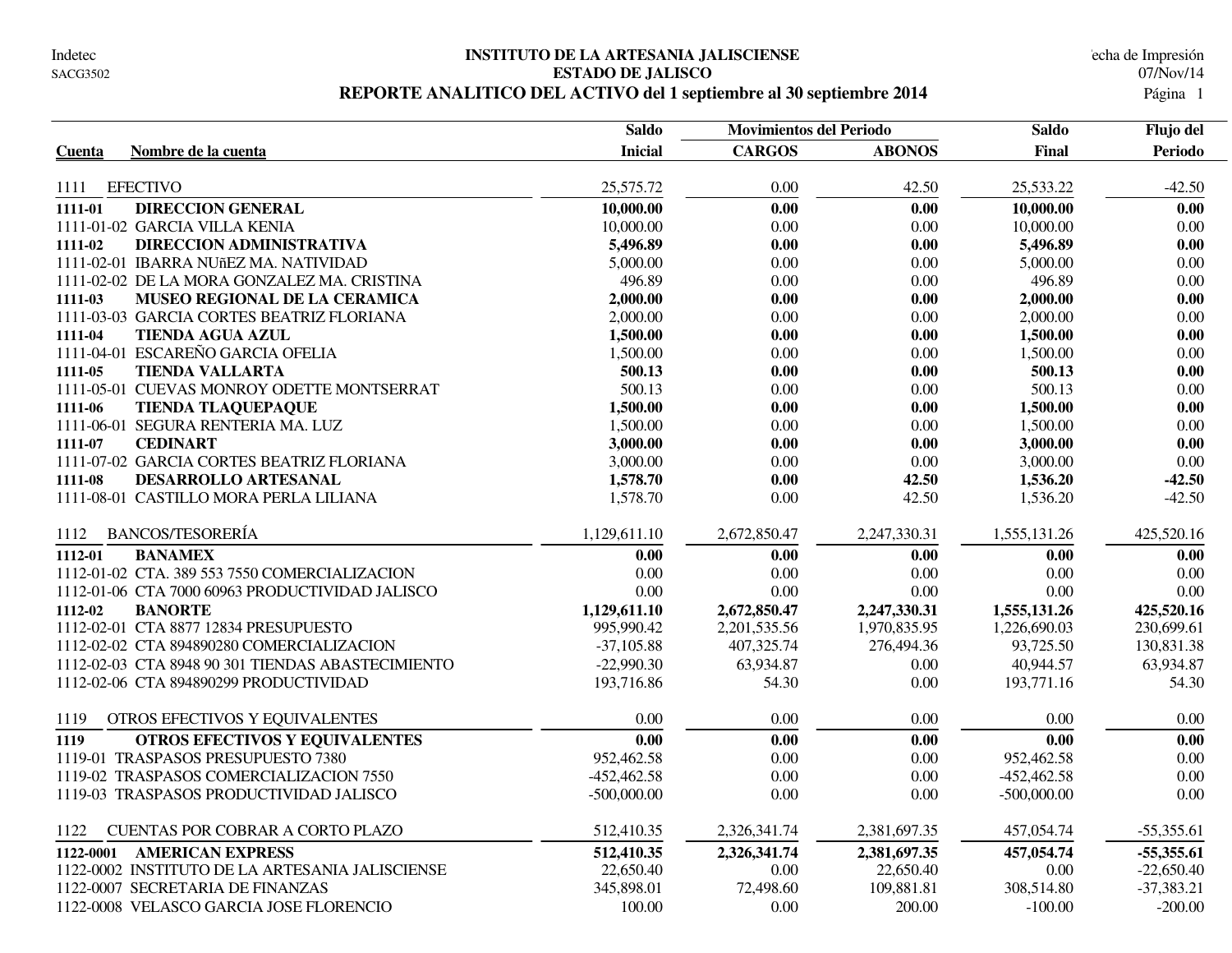Indetec
SACG3502

# INSTITUTO DE LA ARTESANIA JALISCIENSE
## ESTADO DE JALISCO
### REPORTE ANALITICO DEL ACTIVO del 1 septiembre al 30 septiembre 2014

Fecha de Impresión 07/Nov/14

| Cuenta | Nombre de la cuenta | Saldo Inicial | Movimientos del Periodo CARGOS | ABONOS | Saldo Final | Flujo del Periodo |
|---|---|---|---|---|---|---|
| 1111 | EFECTIVO | 25,575.72 | 0.00 | 42.50 | 25,533.22 | -42.50 |
| **1111-01** | **DIRECCION GENERAL** | **10,000.00** | **0.00** | **0.00** | **10,000.00** | **0.00** |
| 1111-01-02 | GARCIA VILLA KENIA | 10,000.00 | 0.00 | 0.00 | 10,000.00 | 0.00 |
| **1111-02** | **DIRECCION ADMINISTRATIVA** | **5,496.89** | **0.00** | **0.00** | **5,496.89** | **0.00** |
| 1111-02-01 | IBARRA NUñEZ MA. NATIVIDAD | 5,000.00 | 0.00 | 0.00 | 5,000.00 | 0.00 |
| 1111-02-02 | DE LA MORA GONZALEZ MA. CRISTINA | 496.89 | 0.00 | 0.00 | 496.89 | 0.00 |
| **1111-03** | **MUSEO REGIONAL DE LA CERAMICA** | **2,000.00** | **0.00** | **0.00** | **2,000.00** | **0.00** |
| 1111-03-03 | GARCIA CORTES BEATRIZ FLORIANA | 2,000.00 | 0.00 | 0.00 | 2,000.00 | 0.00 |
| **1111-04** | **TIENDA AGUA AZUL** | **1,500.00** | **0.00** | **0.00** | **1,500.00** | **0.00** |
| 1111-04-01 | ESCAREÑO GARCIA OFELIA | 1,500.00 | 0.00 | 0.00 | 1,500.00 | 0.00 |
| **1111-05** | **TIENDA VALLARTA** | **500.13** | **0.00** | **0.00** | **500.13** | **0.00** |
| 1111-05-01 | CUEVAS MONROY ODETTE MONTSERRAT | 500.13 | 0.00 | 0.00 | 500.13 | 0.00 |
| **1111-06** | **TIENDA TLAQUEPAQUE** | **1,500.00** | **0.00** | **0.00** | **1,500.00** | **0.00** |
| 1111-06-01 | SEGURA RENTERIA MA. LUZ | 1,500.00 | 0.00 | 0.00 | 1,500.00 | 0.00 |
| **1111-07** | **CEDINART** | **3,000.00** | **0.00** | **0.00** | **3,000.00** | **0.00** |
| 1111-07-02 | GARCIA CORTES BEATRIZ FLORIANA | 3,000.00 | 0.00 | 0.00 | 3,000.00 | 0.00 |
| **1111-08** | **DESARROLLO ARTESANAL** | **1,578.70** | **0.00** | **42.50** | **1,536.20** | **-42.50** |
| 1111-08-01 | CASTILLO MORA PERLA LILIANA | 1,578.70 | 0.00 | 42.50 | 1,536.20 | -42.50 |
| 1112 | BANCOS/TESORERÍA | 1,129,611.10 | 2,672,850.47 | 2,247,330.31 | 1,555,131.26 | 425,520.16 |
| **1112-01** | **BANAMEX** | **0.00** | **0.00** | **0.00** | **0.00** | **0.00** |
| 1112-01-02 | CTA. 389 553 7550 COMERCIALIZACION | 0.00 | 0.00 | 0.00 | 0.00 | 0.00 |
| 1112-01-06 | CTA 7000 60963 PRODUCTIVIDAD JALISCO | 0.00 | 0.00 | 0.00 | 0.00 | 0.00 |
| **1112-02** | **BANORTE** | **1,129,611.10** | **2,672,850.47** | **2,247,330.31** | **1,555,131.26** | **425,520.16** |
| 1112-02-01 | CTA 8877 12834 PRESUPUESTO | 995,990.42 | 2,201,535.56 | 1,970,835.95 | 1,226,690.03 | 230,699.61 |
| 1112-02-02 | CTA 894890280 COMERCIALIZACION | -37,105.88 | 407,325.74 | 276,494.36 | 93,725.50 | 130,831.38 |
| 1112-02-03 | CTA 8948 90 301 TIENDAS ABASTECIMIENTO | -22,990.30 | 63,934.87 | 0.00 | 40,944.57 | 63,934.87 |
| 1112-02-06 | CTA 894890299 PRODUCTIVIDAD | 193,716.86 | 54.30 | 0.00 | 193,771.16 | 54.30 |
| 1119 | OTROS EFECTIVOS Y EQUIVALENTES | 0.00 | 0.00 | 0.00 | 0.00 | 0.00 |
| **1119** | **OTROS EFECTIVOS Y EQUIVALENTES** | **0.00** | **0.00** | **0.00** | **0.00** | **0.00** |
| 1119-01 | TRASPASOS PRESUPUESTO 7380 | 952,462.58 | 0.00 | 0.00 | 952,462.58 | 0.00 |
| 1119-02 | TRASPASOS COMERCIALIZACION 7550 | -452,462.58 | 0.00 | 0.00 | -452,462.58 | 0.00 |
| 1119-03 | TRASPASOS PRODUCTIVIDAD JALISCO | -500,000.00 | 0.00 | 0.00 | -500,000.00 | 0.00 |
| 1122 | CUENTAS POR COBRAR A CORTO PLAZO | 512,410.35 | 2,326,341.74 | 2,381,697.35 | 457,054.74 | -55,355.61 |
| **1122-0001** | **AMERICAN EXPRESS** | **512,410.35** | **2,326,341.74** | **2,381,697.35** | **457,054.74** | **-55,355.61** |
| 1122-0002 | INSTITUTO DE LA ARTESANIA JALISCIENSE | 22,650.40 | 0.00 | 22,650.40 | 0.00 | -22,650.40 |
| 1122-0007 | SECRETARIA DE FINANZAS | 345,898.01 | 72,498.60 | 109,881.81 | 308,514.80 | -37,383.21 |
| 1122-0008 | VELASCO GARCIA JOSE FLORENCIO | 100.00 | 0.00 | 200.00 | -100.00 | -200.00 |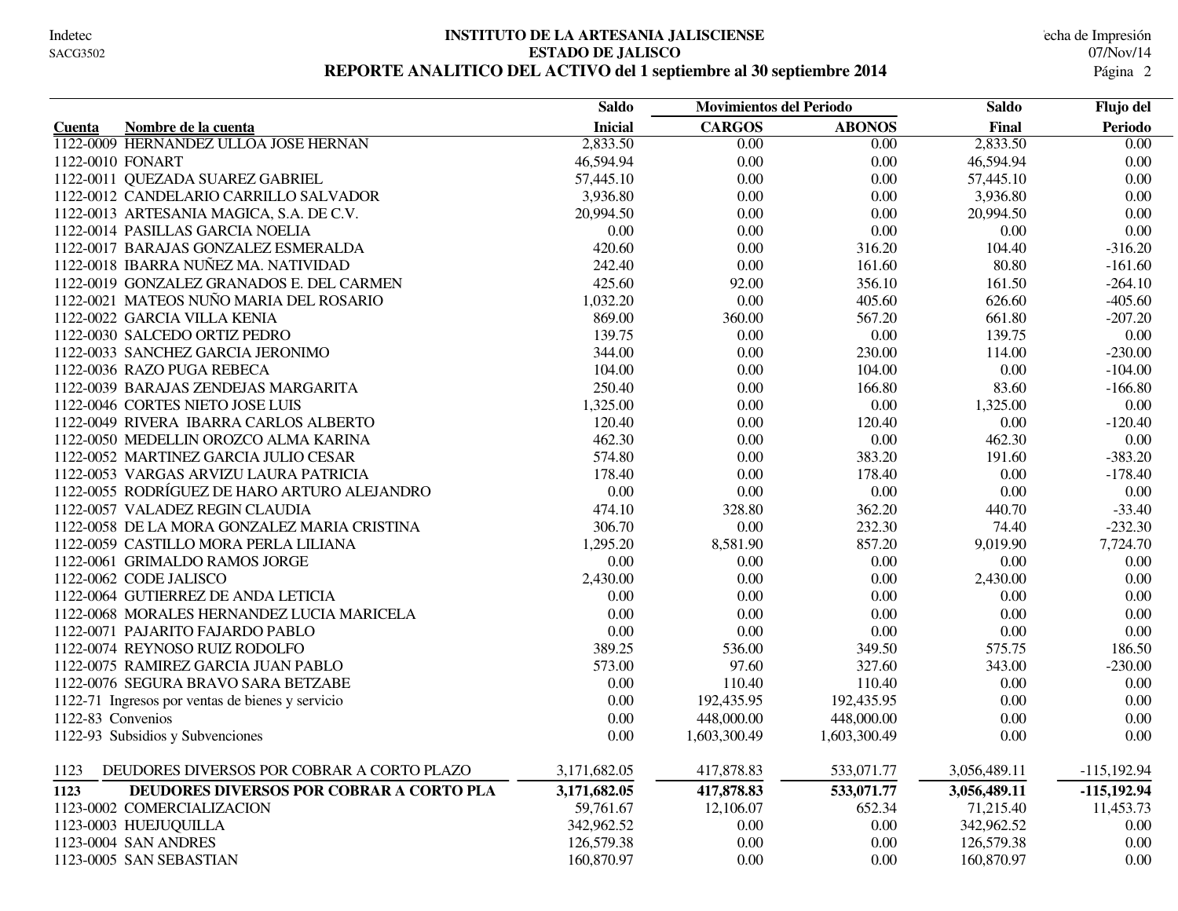**INSTITUTO DE LA ARTESANIA JALISCIENSE**
**ESTADO DE JALISCO**
**REPORTE ANALITICO DEL ACTIVO del 1 septiembre al 30 septiembre 2014**

Indetec
SACG3502

Fecha de Impresión 07/Nov/14

| Cuenta | Nombre de la cuenta | Saldo Inicial | Movimientos del Periodo CARGOS | ABONOS | Saldo Final | Flujo del Periodo |
|---|---|---|---|---|---|---|
| 1122-0009 | HERNANDEZ ULLOA JOSE HERNAN | 2,833.50 | 0.00 | 0.00 | 2,833.50 | 0.00 |
| 1122-0010 | FONART | 46,594.94 | 0.00 | 0.00 | 46,594.94 | 0.00 |
| 1122-0011 | QUEZADA SUAREZ GABRIEL | 57,445.10 | 0.00 | 0.00 | 57,445.10 | 0.00 |
| 1122-0012 | CANDELARIO CARRILLO SALVADOR | 3,936.80 | 0.00 | 0.00 | 3,936.80 | 0.00 |
| 1122-0013 | ARTESANIA MAGICA, S.A. DE C.V. | 20,994.50 | 0.00 | 0.00 | 20,994.50 | 0.00 |
| 1122-0014 | PASILLAS GARCIA NOELIA | 0.00 | 0.00 | 0.00 | 0.00 | 0.00 |
| 1122-0017 | BARAJAS GONZALEZ ESMERALDA | 420.60 | 0.00 | 316.20 | 104.40 | -316.20 |
| 1122-0018 | IBARRA NUÑEZ MA. NATIVIDAD | 242.40 | 0.00 | 161.60 | 80.80 | -161.60 |
| 1122-0019 | GONZALEZ GRANADOS E. DEL CARMEN | 425.60 | 92.00 | 356.10 | 161.50 | -264.10 |
| 1122-0021 | MATEOS NUÑO MARIA DEL ROSARIO | 1,032.20 | 0.00 | 405.60 | 626.60 | -405.60 |
| 1122-0022 | GARCIA VILLA KENIA | 869.00 | 360.00 | 567.20 | 661.80 | -207.20 |
| 1122-0030 | SALCEDO ORTIZ PEDRO | 139.75 | 0.00 | 0.00 | 139.75 | 0.00 |
| 1122-0033 | SANCHEZ GARCIA JERONIMO | 344.00 | 0.00 | 230.00 | 114.00 | -230.00 |
| 1122-0036 | RAZO PUGA REBECA | 104.00 | 0.00 | 104.00 | 0.00 | -104.00 |
| 1122-0039 | BARAJAS ZENDEJAS MARGARITA | 250.40 | 0.00 | 166.80 | 83.60 | -166.80 |
| 1122-0046 | CORTES NIETO JOSE LUIS | 1,325.00 | 0.00 | 0.00 | 1,325.00 | 0.00 |
| 1122-0049 | RIVERA IBARRA CARLOS ALBERTO | 120.40 | 0.00 | 120.40 | 0.00 | -120.40 |
| 1122-0050 | MEDELLIN OROZCO ALMA KARINA | 462.30 | 0.00 | 0.00 | 462.30 | 0.00 |
| 1122-0052 | MARTINEZ GARCIA JULIO CESAR | 574.80 | 0.00 | 383.20 | 191.60 | -383.20 |
| 1122-0053 | VARGAS ARVIZU LAURA PATRICIA | 178.40 | 0.00 | 178.40 | 0.00 | -178.40 |
| 1122-0055 | RODRÍGUEZ DE HARO ARTURO ALEJANDRO | 0.00 | 0.00 | 0.00 | 0.00 | 0.00 |
| 1122-0057 | VALADEZ REGIN CLAUDIA | 474.10 | 328.80 | 362.20 | 440.70 | -33.40 |
| 1122-0058 | DE LA MORA GONZALEZ MARIA CRISTINA | 306.70 | 0.00 | 232.30 | 74.40 | -232.30 |
| 1122-0059 | CASTILLO MORA PERLA LILIANA | 1,295.20 | 8,581.90 | 857.20 | 9,019.90 | 7,724.70 |
| 1122-0061 | GRIMALDO RAMOS JORGE | 0.00 | 0.00 | 0.00 | 0.00 | 0.00 |
| 1122-0062 | CODE JALISCO | 2,430.00 | 0.00 | 0.00 | 2,430.00 | 0.00 |
| 1122-0064 | GUTIERREZ DE ANDA LETICIA | 0.00 | 0.00 | 0.00 | 0.00 | 0.00 |
| 1122-0068 | MORALES HERNANDEZ LUCIA MARICELA | 0.00 | 0.00 | 0.00 | 0.00 | 0.00 |
| 1122-0071 | PAJARITO FAJARDO PABLO | 0.00 | 0.00 | 0.00 | 0.00 | 0.00 |
| 1122-0074 | REYNOSO RUIZ RODOLFO | 389.25 | 536.00 | 349.50 | 575.75 | 186.50 |
| 1122-0075 | RAMIREZ GARCIA JUAN PABLO | 573.00 | 97.60 | 327.60 | 343.00 | -230.00 |
| 1122-0076 | SEGURA BRAVO SARA BETZABE | 0.00 | 110.40 | 110.40 | 0.00 | 0.00 |
| 1122-71 | Ingresos por ventas de bienes y servicio | 0.00 | 192,435.95 | 192,435.95 | 0.00 | 0.00 |
| 1122-83 | Convenios | 0.00 | 448,000.00 | 448,000.00 | 0.00 | 0.00 |
| 1122-93 | Subsidios y Subvenciones | 0.00 | 1,603,300.49 | 1,603,300.49 | 0.00 | 0.00 |
| 1123 | DEUDORES DIVERSOS POR COBRAR A CORTO PLAZO | 3,171,682.05 | 417,878.83 | 533,071.77 | 3,056,489.11 | -115,192.94 |
| **1123** | **DEUDORES DIVERSOS POR COBRAR A CORTO PLA** | **3,171,682.05** | **417,878.83** | **533,071.77** | **3,056,489.11** | **-115,192.94** |
| 1123-0002 | COMERCIALIZACION | 59,761.67 | 12,106.07 | 652.34 | 71,215.40 | 11,453.73 |
| 1123-0003 | HUEJUQUILLA | 342,962.52 | 0.00 | 0.00 | 342,962.52 | 0.00 |
| 1123-0004 | SAN ANDRES | 126,579.38 | 0.00 | 0.00 | 126,579.38 | 0.00 |
| 1123-0005 | SAN SEBASTIAN | 160,870.97 | 0.00 | 0.00 | 160,870.97 | 0.00 |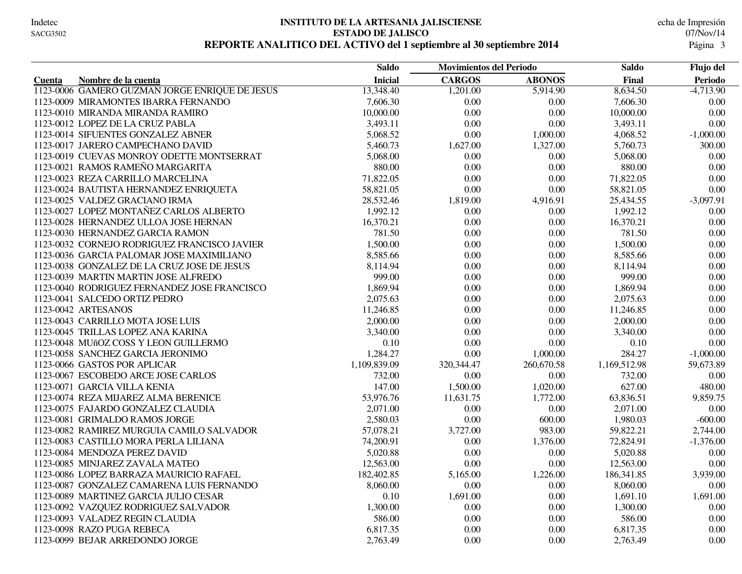# INSTITUTO DE LA ARTESANIA JALISCIENSE
## ESTADO DE JALISCO
### REPORTE ANALITICO DEL ACTIVO del 1 septiembre al 30 septiembre 2014

| Cuenta | Nombre de la cuenta | Saldo Inicial | Movimientos del Periodo CARGOS | ABONOS | Saldo Final | Flujo del Periodo |
|---|---|---|---|---|---|---|
| 1123-0006 | GAMERO GUZMAN JORGE ENRIQUE DE JESUS | 13,348.40 | 1,201.00 | 5,914.90 | 8,634.50 | -4,713.90 |
| 1123-0009 | MIRAMONTES IBARRA FERNANDO | 7,606.30 | 0.00 | 0.00 | 7,606.30 | 0.00 |
| 1123-0010 | MIRANDA MIRANDA RAMIRO | 10,000.00 | 0.00 | 0.00 | 10,000.00 | 0.00 |
| 1123-0012 | LOPEZ DE LA CRUZ PABLA | 3,493.11 | 0.00 | 0.00 | 3,493.11 | 0.00 |
| 1123-0014 | SIFUENTES GONZALEZ ABNER | 5,068.52 | 0.00 | 1,000.00 | 4,068.52 | -1,000.00 |
| 1123-0017 | JARERO CAMPECHANO DAVID | 5,460.73 | 1,627.00 | 1,327.00 | 5,760.73 | 300.00 |
| 1123-0019 | CUEVAS MONROY ODETTE MONTSERRAT | 5,068.00 | 0.00 | 0.00 | 5,068.00 | 0.00 |
| 1123-0021 | RAMOS RAMEÑO MARGARITA | 880.00 | 0.00 | 0.00 | 880.00 | 0.00 |
| 1123-0023 | REZA CARRILLO MARCELINA | 71,822.05 | 0.00 | 0.00 | 71,822.05 | 0.00 |
| 1123-0024 | BAUTISTA HERNANDEZ ENRIQUETA | 58,821.05 | 0.00 | 0.00 | 58,821.05 | 0.00 |
| 1123-0025 | VALDEZ GRACIANO IRMA | 28,532.46 | 1,819.00 | 4,916.91 | 25,434.55 | -3,097.91 |
| 1123-0027 | LOPEZ MONTAÑEZ CARLOS ALBERTO | 1,992.12 | 0.00 | 0.00 | 1,992.12 | 0.00 |
| 1123-0028 | HERNANDEZ ULLOA JOSE HERNAN | 16,370.21 | 0.00 | 0.00 | 16,370.21 | 0.00 |
| 1123-0030 | HERNANDEZ GARCIA RAMON | 781.50 | 0.00 | 0.00 | 781.50 | 0.00 |
| 1123-0032 | CORNEJO RODRIGUEZ FRANCISCO JAVIER | 1,500.00 | 0.00 | 0.00 | 1,500.00 | 0.00 |
| 1123-0036 | GARCIA PALOMAR JOSE MAXIMILIANO | 8,585.66 | 0.00 | 0.00 | 8,585.66 | 0.00 |
| 1123-0038 | GONZALEZ DE LA CRUZ JOSE DE JESUS | 8,114.94 | 0.00 | 0.00 | 8,114.94 | 0.00 |
| 1123-0039 | MARTIN MARTIN JOSE ALFREDO | 999.00 | 0.00 | 0.00 | 999.00 | 0.00 |
| 1123-0040 | RODRIGUEZ FERNANDEZ JOSE FRANCISCO | 1,869.94 | 0.00 | 0.00 | 1,869.94 | 0.00 |
| 1123-0041 | SALCEDO ORTIZ PEDRO | 2,075.63 | 0.00 | 0.00 | 2,075.63 | 0.00 |
| 1123-0042 | ARTESANOS | 11,246.85 | 0.00 | 0.00 | 11,246.85 | 0.00 |
| 1123-0043 | CARRILLO MOTA JOSE LUIS | 2,000.00 | 0.00 | 0.00 | 2,000.00 | 0.00 |
| 1123-0045 | TRILLAS LOPEZ ANA KARINA | 3,340.00 | 0.00 | 0.00 | 3,340.00 | 0.00 |
| 1123-0048 | MUñOZ COSS Y LEON GUILLERMO | 0.10 | 0.00 | 0.00 | 0.10 | 0.00 |
| 1123-0058 | SANCHEZ GARCIA JERONIMO | 1,284.27 | 0.00 | 1,000.00 | 284.27 | -1,000.00 |
| 1123-0066 | GASTOS POR APLICAR | 1,109,839.09 | 320,344.47 | 260,670.58 | 1,169,512.98 | 59,673.89 |
| 1123-0067 | ESCOBEDO ARCE JOSE CARLOS | 732.00 | 0.00 | 0.00 | 732.00 | 0.00 |
| 1123-0071 | GARCIA VILLA KENIA | 147.00 | 1,500.00 | 1,020.00 | 627.00 | 480.00 |
| 1123-0074 | REZA MIJAREZ ALMA BERENICE | 53,976.76 | 11,631.75 | 1,772.00 | 63,836.51 | 9,859.75 |
| 1123-0075 | FAJARDO GONZALEZ CLAUDIA | 2,071.00 | 0.00 | 0.00 | 2,071.00 | 0.00 |
| 1123-0081 | GRIMALDO RAMOS JORGE | 2,580.03 | 0.00 | 600.00 | 1,980.03 | -600.00 |
| 1123-0082 | RAMIREZ MURGUIA CAMILO SALVADOR | 57,078.21 | 3,727.00 | 983.00 | 59,822.21 | 2,744.00 |
| 1123-0083 | CASTILLO MORA PERLA LILIANA | 74,200.91 | 0.00 | 1,376.00 | 72,824.91 | -1,376.00 |
| 1123-0084 | MENDOZA PEREZ DAVID | 5,020.88 | 0.00 | 0.00 | 5,020.88 | 0.00 |
| 1123-0085 | MINJAREZ ZAVALA MATEO | 12,563.00 | 0.00 | 0.00 | 12,563.00 | 0.00 |
| 1123-0086 | LOPEZ BARRAZA MAURICIO RAFAEL | 182,402.85 | 5,165.00 | 1,226.00 | 186,341.85 | 3,939.00 |
| 1123-0087 | GONZALEZ CAMARENA LUIS FERNANDO | 8,060.00 | 0.00 | 0.00 | 8,060.00 | 0.00 |
| 1123-0089 | MARTINEZ GARCIA JULIO CESAR | 0.10 | 1,691.00 | 0.00 | 1,691.10 | 1,691.00 |
| 1123-0092 | VAZQUEZ RODRIGUEZ SALVADOR | 1,300.00 | 0.00 | 0.00 | 1,300.00 | 0.00 |
| 1123-0093 | VALADEZ REGIN CLAUDIA | 586.00 | 0.00 | 0.00 | 586.00 | 0.00 |
| 1123-0098 | RAZO PUGA REBECA | 6,817.35 | 0.00 | 0.00 | 6,817.35 | 0.00 |
| 1123-0099 | BEJAR ARREDONDO JORGE | 2,763.49 | 0.00 | 0.00 | 2,763.49 | 0.00 |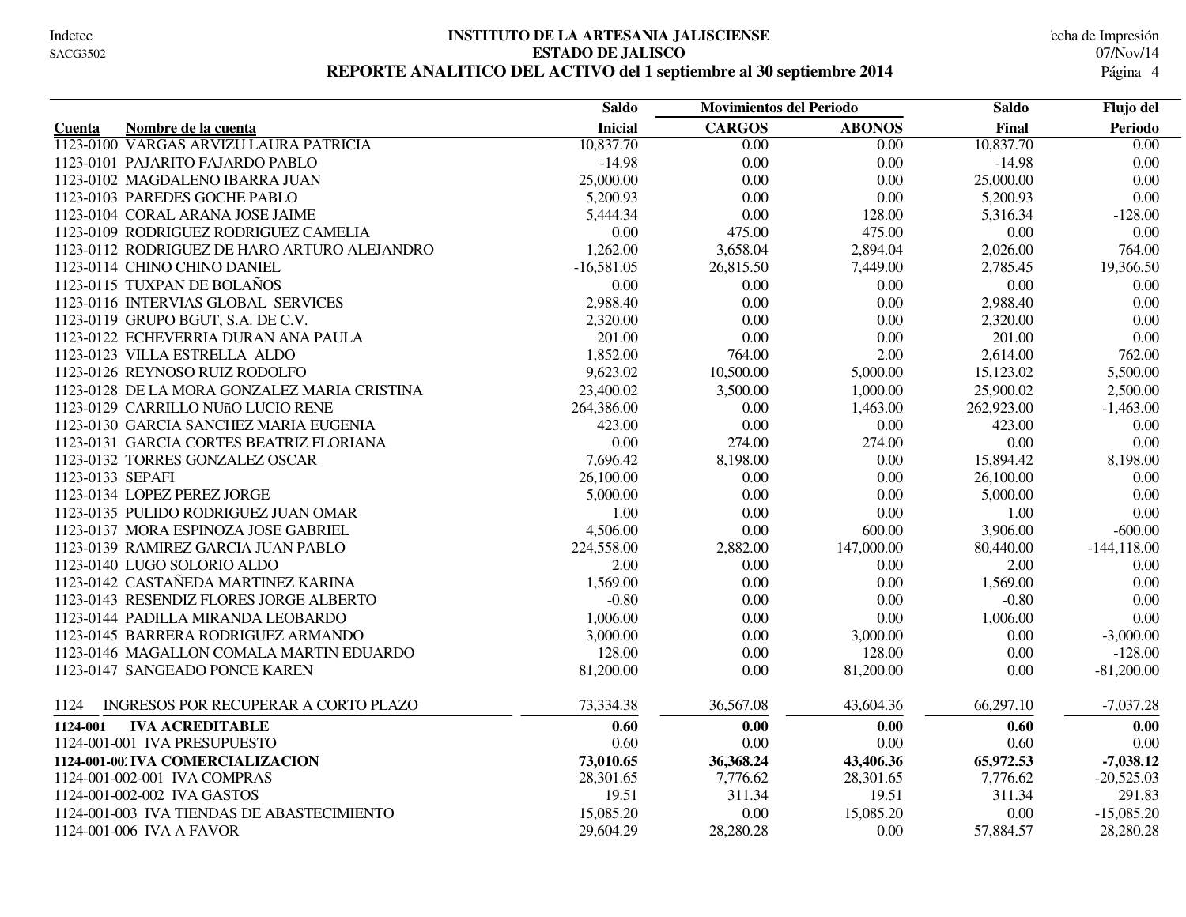# INSTITUTO DE LA ARTESANIA JALISCIENSE

## ESTADO DE JALISCO

## REPORTE ANALITICO DEL ACTIVO del 1 septiembre al 30 septiembre 2014

Indetec
SACG3502

Fecha de Impresión
07/Nov/14

| Cuenta | Nombre de la cuenta | Saldo Inicial | Movimientos del Periodo CARGOS | ABONOS | Saldo Final | Flujo del Periodo |
|---|---|---|---|---|---|---|
| 1123-0100 | VARGAS ARVIZU LAURA PATRICIA | 10,837.70 | 0.00 | 0.00 | 10,837.70 | 0.00 |
| 1123-0101 | PAJARITO FAJARDO PABLO | -14.98 | 0.00 | 0.00 | -14.98 | 0.00 |
| 1123-0102 | MAGDALENO IBARRA JUAN | 25,000.00 | 0.00 | 0.00 | 25,000.00 | 0.00 |
| 1123-0103 | PAREDES GOCHE PABLO | 5,200.93 | 0.00 | 0.00 | 5,200.93 | 0.00 |
| 1123-0104 | CORAL ARANA JOSE JAIME | 5,444.34 | 0.00 | 128.00 | 5,316.34 | -128.00 |
| 1123-0109 | RODRIGUEZ RODRIGUEZ CAMELIA | 0.00 | 475.00 | 475.00 | 0.00 | 0.00 |
| 1123-0112 | RODRIGUEZ DE HARO ARTURO ALEJANDRO | 1,262.00 | 3,658.04 | 2,894.04 | 2,026.00 | 764.00 |
| 1123-0114 | CHINO CHINO DANIEL | -16,581.05 | 26,815.50 | 7,449.00 | 2,785.45 | 19,366.50 |
| 1123-0115 | TUXPAN DE BOLAÑOS | 0.00 | 0.00 | 0.00 | 0.00 | 0.00 |
| 1123-0116 | INTERVIAS GLOBAL SERVICES | 2,988.40 | 0.00 | 0.00 | 2,988.40 | 0.00 |
| 1123-0119 | GRUPO BGUT, S.A. DE C.V. | 2,320.00 | 0.00 | 0.00 | 2,320.00 | 0.00 |
| 1123-0122 | ECHEVERRIA DURAN ANA PAULA | 201.00 | 0.00 | 0.00 | 201.00 | 0.00 |
| 1123-0123 | VILLA ESTRELLA ALDO | 1,852.00 | 764.00 | 2.00 | 2,614.00 | 762.00 |
| 1123-0126 | REYNOSO RUIZ RODOLFO | 9,623.02 | 10,500.00 | 5,000.00 | 15,123.02 | 5,500.00 |
| 1123-0128 | DE LA MORA GONZALEZ MARIA CRISTINA | 23,400.02 | 3,500.00 | 1,000.00 | 25,900.02 | 2,500.00 |
| 1123-0129 | CARRILLO NUñO LUCIO RENE | 264,386.00 | 0.00 | 1,463.00 | 262,923.00 | -1,463.00 |
| 1123-0130 | GARCIA SANCHEZ MARIA EUGENIA | 423.00 | 0.00 | 0.00 | 423.00 | 0.00 |
| 1123-0131 | GARCIA CORTES BEATRIZ FLORIANA | 0.00 | 274.00 | 274.00 | 0.00 | 0.00 |
| 1123-0132 | TORRES GONZALEZ OSCAR | 7,696.42 | 8,198.00 | 0.00 | 15,894.42 | 8,198.00 |
| 1123-0133 | SEPAFI | 26,100.00 | 0.00 | 0.00 | 26,100.00 | 0.00 |
| 1123-0134 | LOPEZ PEREZ JORGE | 5,000.00 | 0.00 | 0.00 | 5,000.00 | 0.00 |
| 1123-0135 | PULIDO RODRIGUEZ JUAN OMAR | 1.00 | 0.00 | 0.00 | 1.00 | 0.00 |
| 1123-0137 | MORA ESPINOZA JOSE GABRIEL | 4,506.00 | 0.00 | 600.00 | 3,906.00 | -600.00 |
| 1123-0139 | RAMIREZ GARCIA JUAN PABLO | 224,558.00 | 2,882.00 | 147,000.00 | 80,440.00 | -144,118.00 |
| 1123-0140 | LUGO SOLORIO ALDO | 2.00 | 0.00 | 0.00 | 2.00 | 0.00 |
| 1123-0142 | CASTAÑEDA MARTINEZ KARINA | 1,569.00 | 0.00 | 0.00 | 1,569.00 | 0.00 |
| 1123-0143 | RESENDIZ FLORES JORGE ALBERTO | -0.80 | 0.00 | 0.00 | -0.80 | 0.00 |
| 1123-0144 | PADILLA MIRANDA LEOBARDO | 1,006.00 | 0.00 | 0.00 | 1,006.00 | 0.00 |
| 1123-0145 | BARRERA RODRIGUEZ ARMANDO | 3,000.00 | 0.00 | 3,000.00 | 0.00 | -3,000.00 |
| 1123-0146 | MAGALLON COMALA MARTIN EDUARDO | 128.00 | 0.00 | 128.00 | 0.00 | -128.00 |
| 1123-0147 | SANGEADO PONCE KAREN | 81,200.00 | 0.00 | 81,200.00 | 0.00 | -81,200.00 |
| 1124 | INGRESOS POR RECUPERAR A CORTO PLAZO | 73,334.38 | 36,567.08 | 43,604.36 | 66,297.10 | -7,037.28 |
| **1124-001** | **IVA ACREDITABLE** | **0.60** | **0.00** | **0.00** | **0.60** | **0.00** |
| 1124-001-001 | IVA PRESUPUESTO | 0.60 | 0.00 | 0.00 | 0.60 | 0.00 |
| **1124-001-002** | **IVA COMERCIALIZACION** | **73,010.65** | **36,368.24** | **43,406.36** | **65,972.53** | **-7,038.12** |
| 1124-001-002-001 | IVA COMPRAS | 28,301.65 | 7,776.62 | 28,301.65 | 7,776.62 | -20,525.03 |
| 1124-001-002-002 | IVA GASTOS | 19.51 | 311.34 | 19.51 | 311.34 | 291.83 |
| 1124-001-003 | IVA TIENDAS DE ABASTECIMIENTO | 15,085.20 | 0.00 | 15,085.20 | 0.00 | -15,085.20 |
| 1124-001-006 | IVA A FAVOR | 29,604.29 | 28,280.28 | 0.00 | 57,884.57 | 28,280.28 |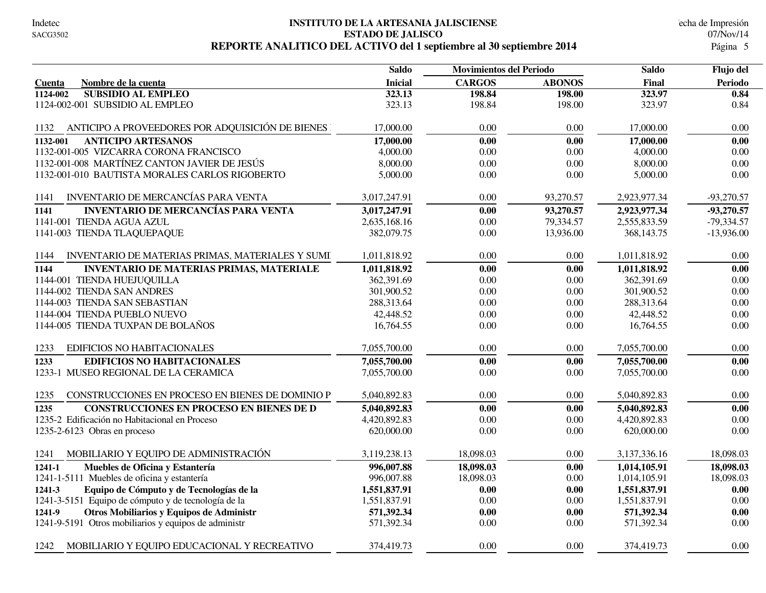# INSTITUTO DE LA ARTESANIA JALISCIENSE

## ESTADO DE JALISCO

## REPORTE ANALITICO DEL ACTIVO del 1 septiembre al 30 septiembre 2014

| Cuenta | Nombre de la cuenta | Saldo Inicial | Movimientos del Periodo CARGOS | ABONOS | Saldo Final | Flujo del Periodo |
|---|---|---|---|---|---|---|
| **1124-002** | **SUBSIDIO AL EMPLEO** | **323.13** | **198.84** | **198.00** | **323.97** | **0.84** |
| 1124-002-001 | SUBSIDIO AL EMPLEO | 323.13 | 198.84 | 198.00 | 323.97 | 0.84 |
| 1132 | ANTICIPO A PROVEEDORES POR ADQUISICIÓN DE BIENES | 17,000.00 | 0.00 | 0.00 | 17,000.00 | 0.00 |
| **1132-001** | **ANTICIPO ARTESANOS** | **17,000.00** | **0.00** | **0.00** | **17,000.00** | **0.00** |
| 1132-001-005 | VIZCARRA CORONA FRANCISCO | 4,000.00 | 0.00 | 0.00 | 4,000.00 | 0.00 |
| 1132-001-008 | MARTÍNEZ CANTON JAVIER DE JESÚS | 8,000.00 | 0.00 | 0.00 | 8,000.00 | 0.00 |
| 1132-001-010 | BAUTISTA MORALES CARLOS RIGOBERTO | 5,000.00 | 0.00 | 0.00 | 5,000.00 | 0.00 |
| 1141 | INVENTARIO DE MERCANCÍAS PARA VENTA | 3,017,247.91 | 0.00 | 93,270.57 | 2,923,977.34 | -93,270.57 |
| **1141** | **INVENTARIO DE MERCANCÍAS PARA VENTA** | **3,017,247.91** | **0.00** | **93,270.57** | **2,923,977.34** | **-93,270.57** |
| 1141-001 | TIENDA AGUA AZUL | 2,635,168.16 | 0.00 | 79,334.57 | 2,555,833.59 | -79,334.57 |
| 1141-003 | TIENDA TLAQUEPAQUE | 382,079.75 | 0.00 | 13,936.00 | 368,143.75 | -13,936.00 |
| 1144 | INVENTARIO DE MATERIAS PRIMAS, MATERIALES Y SUMI | 1,011,818.92 | 0.00 | 0.00 | 1,011,818.92 | 0.00 |
| **1144** | **INVENTARIO DE MATERIAS PRIMAS, MATERIALE** | **1,011,818.92** | **0.00** | **0.00** | **1,011,818.92** | **0.00** |
| 1144-001 | TIENDA HUEJUQUILLA | 362,391.69 | 0.00 | 0.00 | 362,391.69 | 0.00 |
| 1144-002 | TIENDA SAN ANDRES | 301,900.52 | 0.00 | 0.00 | 301,900.52 | 0.00 |
| 1144-003 | TIENDA SAN SEBASTIAN | 288,313.64 | 0.00 | 0.00 | 288,313.64 | 0.00 |
| 1144-004 | TIENDA PUEBLO NUEVO | 42,448.52 | 0.00 | 0.00 | 42,448.52 | 0.00 |
| 1144-005 | TIENDA TUXPAN DE BOLAÑOS | 16,764.55 | 0.00 | 0.00 | 16,764.55 | 0.00 |
| 1233 | EDIFICIOS NO HABITACIONALES | 7,055,700.00 | 0.00 | 0.00 | 7,055,700.00 | 0.00 |
| **1233** | **EDIFICIOS NO HABITACIONALES** | **7,055,700.00** | **0.00** | **0.00** | **7,055,700.00** | **0.00** |
| 1233-1 | MUSEO REGIONAL DE LA CERAMICA | 7,055,700.00 | 0.00 | 0.00 | 7,055,700.00 | 0.00 |
| 1235 | CONSTRUCCIONES EN PROCESO EN BIENES DE DOMINIO P | 5,040,892.83 | 0.00 | 0.00 | 5,040,892.83 | 0.00 |
| **1235** | **CONSTRUCCIONES EN PROCESO EN BIENES DE D** | **5,040,892.83** | **0.00** | **0.00** | **5,040,892.83** | **0.00** |
| 1235-2 | Edificación no Habitacional en Proceso | 4,420,892.83 | 0.00 | 0.00 | 4,420,892.83 | 0.00 |
| 1235-2-6123 | Obras en proceso | 620,000.00 | 0.00 | 0.00 | 620,000.00 | 0.00 |
| 1241 | MOBILIARIO Y EQUIPO DE ADMINISTRACIÓN | 3,119,238.13 | 18,098.03 | 0.00 | 3,137,336.16 | 18,098.03 |
| **1241-1** | **Muebles de Oficina y Estantería** | **996,007.88** | **18,098.03** | **0.00** | **1,014,105.91** | **18,098.03** |
| 1241-1-5111 | Muebles de oficina y estantería | 996,007.88 | 18,098.03 | 0.00 | 1,014,105.91 | 18,098.03 |
| **1241-3** | **Equipo de Cómputo y de Tecnologías de la** | **1,551,837.91** | **0.00** | **0.00** | **1,551,837.91** | **0.00** |
| 1241-3-5151 | Equipo de cómputo y de tecnología de la | 1,551,837.91 | 0.00 | 0.00 | 1,551,837.91 | 0.00 |
| **1241-9** | **Otros Mobiliarios y Equipos de Administr** | **571,392.34** | **0.00** | **0.00** | **571,392.34** | **0.00** |
| 1241-9-5191 | Otros mobiliarios y equipos de administr | 571,392.34 | 0.00 | 0.00 | 571,392.34 | 0.00 |
| 1242 | MOBILIARIO Y EQUIPO EDUCACIONAL Y RECREATIVO | 374,419.73 | 0.00 | 0.00 | 374,419.73 | 0.00 |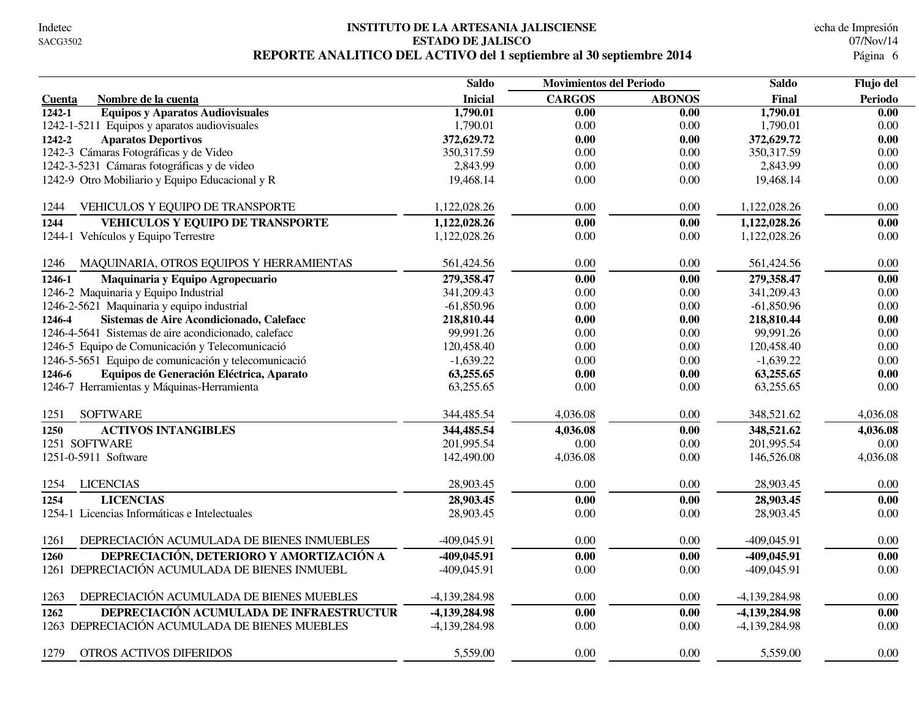Indetec
SACG3502

# INSTITUTO DE LA ARTESANIA JALISCIENSE
## ESTADO DE JALISCO
### REPORTE ANALITICO DEL ACTIVO del 1 septiembre al 30 septiembre 2014

Fecha de Impresión
07/Nov/14

| Cuenta | Nombre de la cuenta | Saldo Inicial | Movimientos del Periodo CARGOS | ABONOS | Saldo Final | Flujo del Periodo |
|---|---|---|---|---|---|---|
| **1242-1** | **Equipos y Aparatos Audiovisuales** | **1,790.01** | **0.00** | **0.00** | **1,790.01** | **0.00** |
| 1242-1-5211 | Equipos y aparatos audiovisuales | 1,790.01 | 0.00 | 0.00 | 1,790.01 | 0.00 |
| **1242-2** | **Aparatos Deportivos** | **372,629.72** | **0.00** | **0.00** | **372,629.72** | **0.00** |
| 1242-3 | Cámaras Fotográficas y de Video | 350,317.59 | 0.00 | 0.00 | 350,317.59 | 0.00 |
| 1242-3-5231 | Cámaras fotográficas y de video | 2,843.99 | 0.00 | 0.00 | 2,843.99 | 0.00 |
| 1242-9 | Otro Mobiliario y Equipo Educacional y R | 19,468.14 | 0.00 | 0.00 | 19,468.14 | 0.00 |
| 1244 | VEHICULOS Y EQUIPO DE TRANSPORTE | 1,122,028.26 | 0.00 | 0.00 | 1,122,028.26 | 0.00 |
| **1244** | **VEHICULOS Y EQUIPO DE TRANSPORTE** | **1,122,028.26** | **0.00** | **0.00** | **1,122,028.26** | **0.00** |
| 1244-1 | Vehículos y Equipo Terrestre | 1,122,028.26 | 0.00 | 0.00 | 1,122,028.26 | 0.00 |
| 1246 | MAQUINARIA, OTROS EQUIPOS Y HERRAMIENTAS | 561,424.56 | 0.00 | 0.00 | 561,424.56 | 0.00 |
| **1246-1** | **Maquinaria y Equipo Agropecuario** | **279,358.47** | **0.00** | **0.00** | **279,358.47** | **0.00** |
| 1246-2 | Maquinaria y Equipo Industrial | 341,209.43 | 0.00 | 0.00 | 341,209.43 | 0.00 |
| 1246-2-5621 | Maquinaria y equipo industrial | -61,850.96 | 0.00 | 0.00 | -61,850.96 | 0.00 |
| **1246-4** | **Sistemas de Aire Acondicionado, Calefacc** | **218,810.44** | **0.00** | **0.00** | **218,810.44** | **0.00** |
| 1246-4-5641 | Sistemas de aire acondicionado, calefacc | 99,991.26 | 0.00 | 0.00 | 99,991.26 | 0.00 |
| 1246-5 | Equipo de Comunicación y Telecomunicació | 120,458.40 | 0.00 | 0.00 | 120,458.40 | 0.00 |
| 1246-5-5651 | Equipo de comunicación y telecomunicació | -1,639.22 | 0.00 | 0.00 | -1,639.22 | 0.00 |
| **1246-6** | **Equipos de Generación Eléctrica, Aparato** | **63,255.65** | **0.00** | **0.00** | **63,255.65** | **0.00** |
| 1246-7 | Herramientas y Máquinas-Herramienta | 63,255.65 | 0.00 | 0.00 | 63,255.65 | 0.00 |
| 1251 | SOFTWARE | 344,485.54 | 4,036.08 | 0.00 | 348,521.62 | 4,036.08 |
| **1250** | **ACTIVOS INTANGIBLES** | **344,485.54** | **4,036.08** | **0.00** | **348,521.62** | **4,036.08** |
| 1251 | SOFTWARE | 201,995.54 | 0.00 | 0.00 | 201,995.54 | 0.00 |
| 1251-0-5911 | Software | 142,490.00 | 4,036.08 | 0.00 | 146,526.08 | 4,036.08 |
| 1254 | LICENCIAS | 28,903.45 | 0.00 | 0.00 | 28,903.45 | 0.00 |
| **1254** | **LICENCIAS** | **28,903.45** | **0.00** | **0.00** | **28,903.45** | **0.00** |
| 1254-1 | Licencias Informáticas e Intelectuales | 28,903.45 | 0.00 | 0.00 | 28,903.45 | 0.00 |
| 1261 | DEPRECIACIÓN ACUMULADA DE BIENES INMUEBLES | -409,045.91 | 0.00 | 0.00 | -409,045.91 | 0.00 |
| **1260** | **DEPRECIACIÓN, DETERIORO Y AMORTIZACIÓN A** | **-409,045.91** | **0.00** | **0.00** | **-409,045.91** | **0.00** |
| 1261 | DEPRECIACIÓN ACUMULADA DE BIENES INMUEBL | -409,045.91 | 0.00 | 0.00 | -409,045.91 | 0.00 |
| 1263 | DEPRECIACIÓN ACUMULADA DE BIENES MUEBLES | -4,139,284.98 | 0.00 | 0.00 | -4,139,284.98 | 0.00 |
| **1262** | **DEPRECIACIÓN ACUMULADA DE INFRAESTRUCTUR** | **-4,139,284.98** | **0.00** | **0.00** | **-4,139,284.98** | **0.00** |
| 1263 | DEPRECIACIÓN ACUMULADA DE BIENES MUEBLES | -4,139,284.98 | 0.00 | 0.00 | -4,139,284.98 | 0.00 |
| 1279 | OTROS ACTIVOS DIFERIDOS | 5,559.00 | 0.00 | 0.00 | 5,559.00 | 0.00 |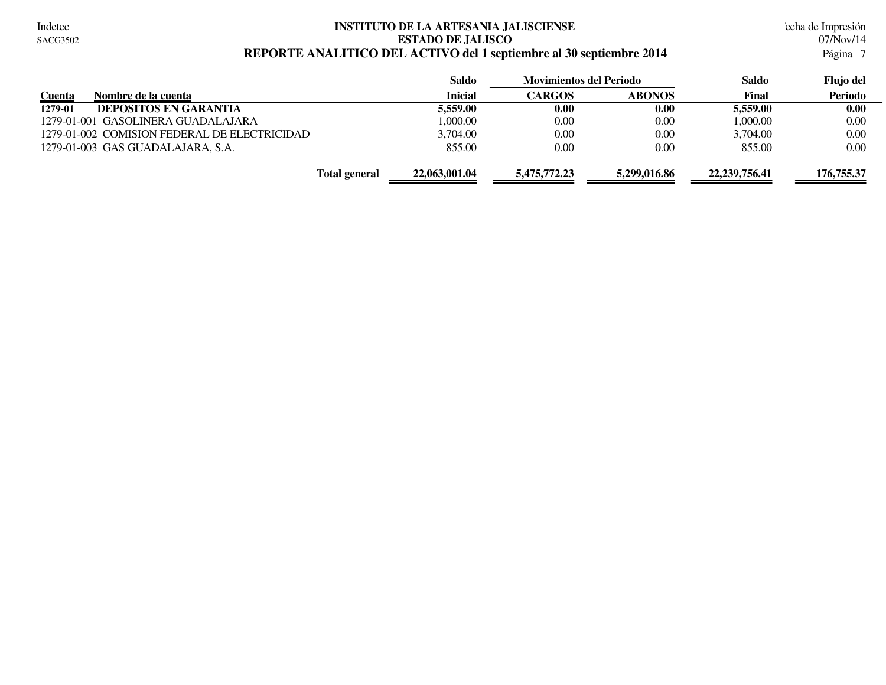Indetec
SACG3502

**INSTITUTO DE LA ARTESANIA JALISCIENSE**
**ESTADO DE JALISCO**
**REPORTE ANALITICO DEL ACTIVO del 1 septiembre al 30 septiembre 2014**

Fecha de Impresión
07/Nov/14

| Cuenta | Nombre de la cuenta | Saldo Inicial | Movimientos del Periodo CARGOS | ABONOS | Saldo Final | Flujo del Periodo |
|---|---|---|---|---|---|---|
| **1279-01** | **DEPOSITOS EN GARANTIA** | **5,559.00** | **0.00** | **0.00** | **5,559.00** | **0.00** |
| 1279-01-001 | GASOLINERA GUADALAJARA | 1,000.00 | 0.00 | 0.00 | 1,000.00 | 0.00 |
| 1279-01-002 | COMISION FEDERAL DE ELECTRICIDAD | 3,704.00 | 0.00 | 0.00 | 3,704.00 | 0.00 |
| 1279-01-003 | GAS GUADALAJARA, S.A. | 855.00 | 0.00 | 0.00 | 855.00 | 0.00 |
| | **Total general** | **22,063,001.04** | **5,475,772.23** | **5,299,016.86** | **22,239,756.41** | **176,755.37** |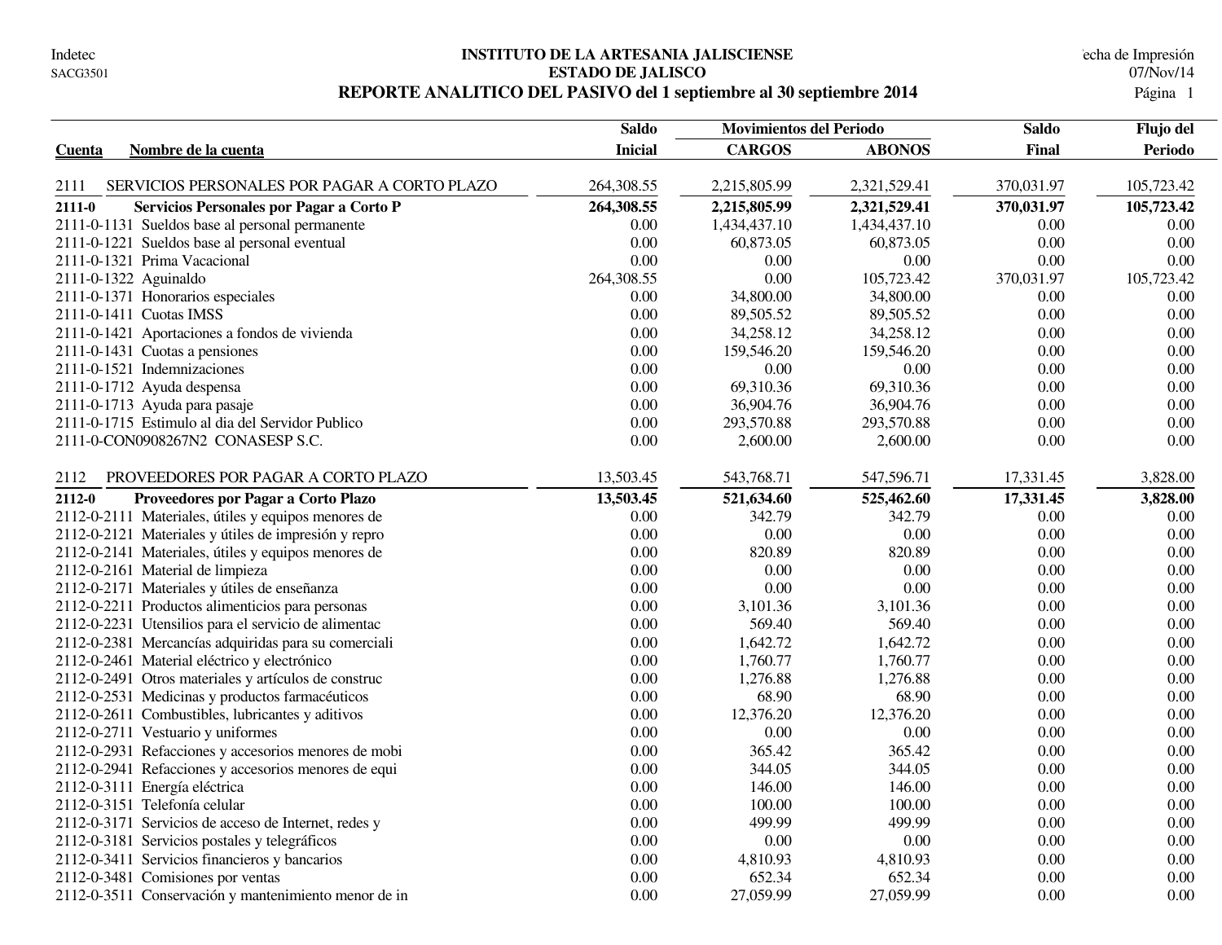Indetec
SACG3501

# INSTITUTO DE LA ARTESANIA JALISCIENSE
## ESTADO DE JALISCO
## REPORTE ANALITICO DEL PASIVO del 1 septiembre al 30 septiembre 2014

echa de Impresión
07/Nov/14

| Cuenta | Nombre de la cuenta | Saldo Inicial | Movimientos del Periodo CARGOS | Movimientos del Periodo ABONOS | Saldo Final | Flujo del Periodo |
|---|---|---|---|---|---|---|
| 2111 | SERVICIOS PERSONALES POR PAGAR A CORTO PLAZO | 264,308.55 | 2,215,805.99 | 2,321,529.41 | 370,031.97 | 105,723.42 |
| **2111-0** | **Servicios Personales por Pagar a Corto P** | **264,308.55** | **2,215,805.99** | **2,321,529.41** | **370,031.97** | **105,723.42** |
| 2111-0-1131 | Sueldos base al personal permanente | 0.00 | 1,434,437.10 | 1,434,437.10 | 0.00 | 0.00 |
| 2111-0-1221 | Sueldos base al personal eventual | 0.00 | 60,873.05 | 60,873.05 | 0.00 | 0.00 |
| 2111-0-1321 | Prima Vacacional | 0.00 | 0.00 | 0.00 | 0.00 | 0.00 |
| 2111-0-1322 | Aguinaldo | 264,308.55 | 0.00 | 105,723.42 | 370,031.97 | 105,723.42 |
| 2111-0-1371 | Honorarios especiales | 0.00 | 34,800.00 | 34,800.00 | 0.00 | 0.00 |
| 2111-0-1411 | Cuotas IMSS | 0.00 | 89,505.52 | 89,505.52 | 0.00 | 0.00 |
| 2111-0-1421 | Aportaciones a fondos de vivienda | 0.00 | 34,258.12 | 34,258.12 | 0.00 | 0.00 |
| 2111-0-1431 | Cuotas a pensiones | 0.00 | 159,546.20 | 159,546.20 | 0.00 | 0.00 |
| 2111-0-1521 | Indemnizaciones | 0.00 | 0.00 | 0.00 | 0.00 | 0.00 |
| 2111-0-1712 | Ayuda despensa | 0.00 | 69,310.36 | 69,310.36 | 0.00 | 0.00 |
| 2111-0-1713 | Ayuda para pasaje | 0.00 | 36,904.76 | 36,904.76 | 0.00 | 0.00 |
| 2111-0-1715 | Estimulo al dia del Servidor Publico | 0.00 | 293,570.88 | 293,570.88 | 0.00 | 0.00 |
| 2111-0-CON0908267N2 | CONASESP S.C. | 0.00 | 2,600.00 | 2,600.00 | 0.00 | 0.00 |
| 2112 | PROVEEDORES POR PAGAR A CORTO PLAZO | 13,503.45 | 543,768.71 | 547,596.71 | 17,331.45 | 3,828.00 |
| **2112-0** | **Proveedores por Pagar a Corto Plazo** | **13,503.45** | **521,634.60** | **525,462.60** | **17,331.45** | **3,828.00** |
| 2112-0-2111 | Materiales, útiles y equipos menores de | 0.00 | 342.79 | 342.79 | 0.00 | 0.00 |
| 2112-0-2121 | Materiales y útiles de impresión y repro | 0.00 | 0.00 | 0.00 | 0.00 | 0.00 |
| 2112-0-2141 | Materiales, útiles y equipos menores de | 0.00 | 820.89 | 820.89 | 0.00 | 0.00 |
| 2112-0-2161 | Material de limpieza | 0.00 | 0.00 | 0.00 | 0.00 | 0.00 |
| 2112-0-2171 | Materiales y útiles de enseñanza | 0.00 | 0.00 | 0.00 | 0.00 | 0.00 |
| 2112-0-2211 | Productos alimenticios para personas | 0.00 | 3,101.36 | 3,101.36 | 0.00 | 0.00 |
| 2112-0-2231 | Utensilios para el servicio de alimentac | 0.00 | 569.40 | 569.40 | 0.00 | 0.00 |
| 2112-0-2381 | Mercancías adquiridas para su comerciali | 0.00 | 1,642.72 | 1,642.72 | 0.00 | 0.00 |
| 2112-0-2461 | Material eléctrico y electrónico | 0.00 | 1,760.77 | 1,760.77 | 0.00 | 0.00 |
| 2112-0-2491 | Otros materiales y artículos de construc | 0.00 | 1,276.88 | 1,276.88 | 0.00 | 0.00 |
| 2112-0-2531 | Medicinas y productos farmacéuticos | 0.00 | 68.90 | 68.90 | 0.00 | 0.00 |
| 2112-0-2611 | Combustibles, lubricantes y aditivos | 0.00 | 12,376.20 | 12,376.20 | 0.00 | 0.00 |
| 2112-0-2711 | Vestuario y uniformes | 0.00 | 0.00 | 0.00 | 0.00 | 0.00 |
| 2112-0-2931 | Refacciones y accesorios menores de mobi | 0.00 | 365.42 | 365.42 | 0.00 | 0.00 |
| 2112-0-2941 | Refacciones y accesorios menores de equi | 0.00 | 344.05 | 344.05 | 0.00 | 0.00 |
| 2112-0-3111 | Energía eléctrica | 0.00 | 146.00 | 146.00 | 0.00 | 0.00 |
| 2112-0-3151 | Telefonía celular | 0.00 | 100.00 | 100.00 | 0.00 | 0.00 |
| 2112-0-3171 | Servicios de acceso de Internet, redes y | 0.00 | 499.99 | 499.99 | 0.00 | 0.00 |
| 2112-0-3181 | Servicios postales y telegráficos | 0.00 | 0.00 | 0.00 | 0.00 | 0.00 |
| 2112-0-3411 | Servicios financieros y bancarios | 0.00 | 4,810.93 | 4,810.93 | 0.00 | 0.00 |
| 2112-0-3481 | Comisiones por ventas | 0.00 | 652.34 | 652.34 | 0.00 | 0.00 |
| 2112-0-3511 | Conservación y mantenimiento menor de in | 0.00 | 27,059.99 | 27,059.99 | 0.00 | 0.00 |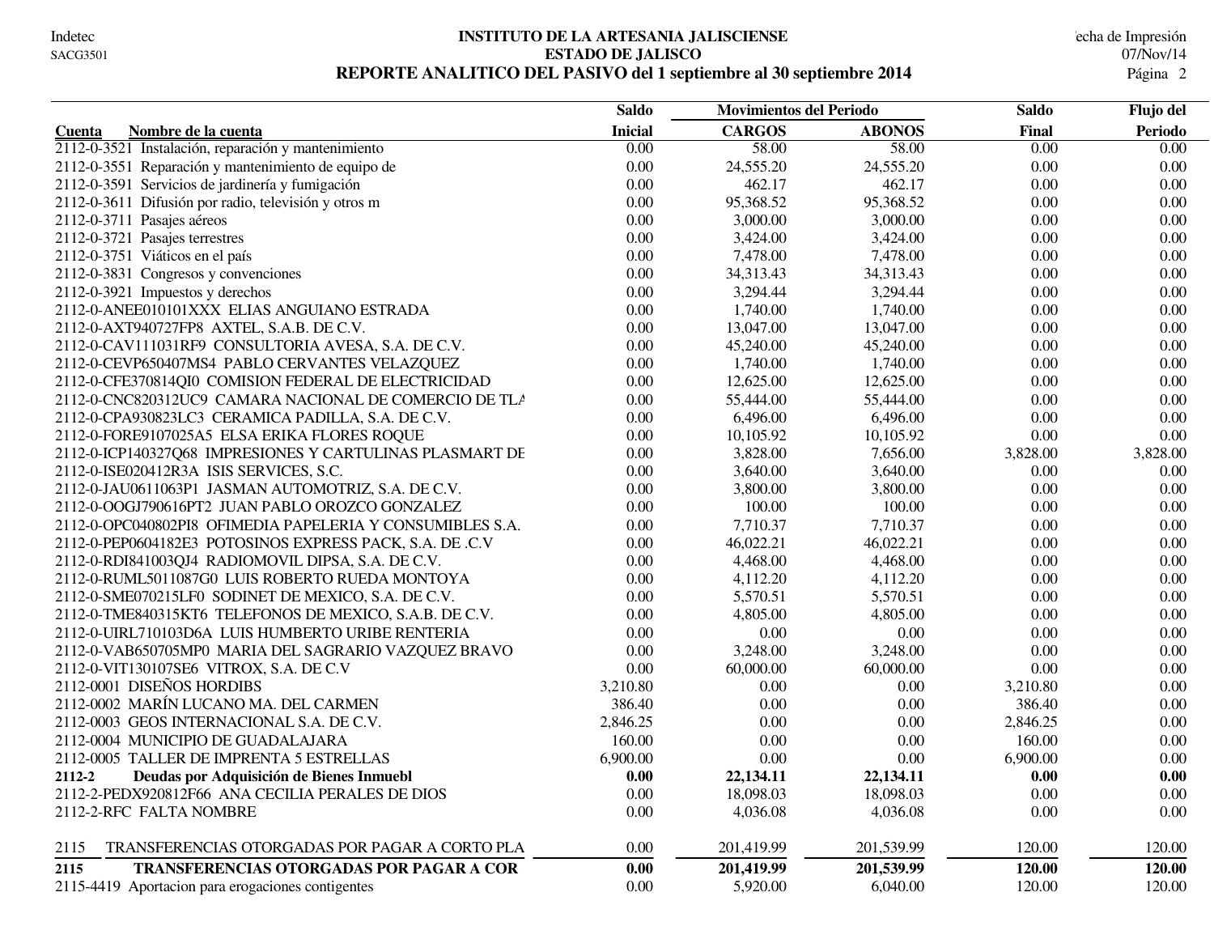# INSTITUTO DE LA ARTESANIA JALISCIENSE

## ESTADO DE JALISCO

## REPORTE ANALITICO DEL PASIVO del 1 septiembre al 30 septiembre 2014

| Cuenta | Nombre de la cuenta | Saldo Inicial | Movimientos del Periodo CARGOS | Movimientos del Periodo ABONOS | Saldo Final | Flujo del Periodo |
|---|---|---|---|---|---|---|
| 2112-0-3521 | Instalación, reparación y mantenimiento | 0.00 | 58.00 | 58.00 | 0.00 | 0.00 |
| 2112-0-3551 | Reparación y mantenimiento de equipo de | 0.00 | 24,555.20 | 24,555.20 | 0.00 | 0.00 |
| 2112-0-3591 | Servicios de jardinería y fumigación | 0.00 | 462.17 | 462.17 | 0.00 | 0.00 |
| 2112-0-3611 | Difusión por radio, televisión y otros m | 0.00 | 95,368.52 | 95,368.52 | 0.00 | 0.00 |
| 2112-0-3711 | Pasajes aéreos | 0.00 | 3,000.00 | 3,000.00 | 0.00 | 0.00 |
| 2112-0-3721 | Pasajes terrestres | 0.00 | 3,424.00 | 3,424.00 | 0.00 | 0.00 |
| 2112-0-3751 | Viáticos en el país | 0.00 | 7,478.00 | 7,478.00 | 0.00 | 0.00 |
| 2112-0-3831 | Congresos y convenciones | 0.00 | 34,313.43 | 34,313.43 | 0.00 | 0.00 |
| 2112-0-3921 | Impuestos y derechos | 0.00 | 3,294.44 | 3,294.44 | 0.00 | 0.00 |
| 2112-0-ANEE010101XXX | ELIAS ANGUIANO ESTRADA | 0.00 | 1,740.00 | 1,740.00 | 0.00 | 0.00 |
| 2112-0-AXT940727FP8 | AXTEL, S.A.B. DE C.V. | 0.00 | 13,047.00 | 13,047.00 | 0.00 | 0.00 |
| 2112-0-CAV111031RF9 | CONSULTORIA AVESA, S.A. DE C.V. | 0.00 | 45,240.00 | 45,240.00 | 0.00 | 0.00 |
| 2112-0-CEVP650407MS4 | PABLO CERVANTES VELAZQUEZ | 0.00 | 1,740.00 | 1,740.00 | 0.00 | 0.00 |
| 2112-0-CFE370814QI0 | COMISION FEDERAL DE ELECTRICIDAD | 0.00 | 12,625.00 | 12,625.00 | 0.00 | 0.00 |
| 2112-0-CNC820312UC9 | CAMARA NACIONAL DE COMERCIO DE TLA | 0.00 | 55,444.00 | 55,444.00 | 0.00 | 0.00 |
| 2112-0-CPA930823LC3 | CERAMICA PADILLA, S.A. DE C.V. | 0.00 | 6,496.00 | 6,496.00 | 0.00 | 0.00 |
| 2112-0-FORE9107025A5 | ELSA ERIKA FLORES ROQUE | 0.00 | 10,105.92 | 10,105.92 | 0.00 | 0.00 |
| 2112-0-ICP140327Q68 | IMPRESIONES Y CARTULINAS PLASMART DE | 0.00 | 3,828.00 | 7,656.00 | 3,828.00 | 3,828.00 |
| 2112-0-ISE020412R3A | ISIS SERVICES, S.C. | 0.00 | 3,640.00 | 3,640.00 | 0.00 | 0.00 |
| 2112-0-JAU0611063P1 | JASMAN AUTOMOTRIZ, S.A. DE C.V. | 0.00 | 3,800.00 | 3,800.00 | 0.00 | 0.00 |
| 2112-0-OOGJ790616PT2 | JUAN PABLO OROZCO GONZALEZ | 0.00 | 100.00 | 100.00 | 0.00 | 0.00 |
| 2112-0-OPC040802PI8 | OFIMEDIA PAPELERIA Y CONSUMIBLES S.A. | 0.00 | 7,710.37 | 7,710.37 | 0.00 | 0.00 |
| 2112-0-PEP0604182E3 | POTOSINOS EXPRESS PACK, S.A. DE .C.V | 0.00 | 46,022.21 | 46,022.21 | 0.00 | 0.00 |
| 2112-0-RDI841003QJ4 | RADIOMOVIL DIPSA, S.A. DE C.V. | 0.00 | 4,468.00 | 4,468.00 | 0.00 | 0.00 |
| 2112-0-RUML5011087G0 | LUIS ROBERTO RUEDA MONTOYA | 0.00 | 4,112.20 | 4,112.20 | 0.00 | 0.00 |
| 2112-0-SME070215LF0 | SODINET DE MEXICO, S.A. DE C.V. | 0.00 | 5,570.51 | 5,570.51 | 0.00 | 0.00 |
| 2112-0-TME840315KT6 | TELEFONOS DE MEXICO, S.A.B. DE C.V. | 0.00 | 4,805.00 | 4,805.00 | 0.00 | 0.00 |
| 2112-0-UIRL710103D6A | LUIS HUMBERTO URIBE RENTERIA | 0.00 | 0.00 | 0.00 | 0.00 | 0.00 |
| 2112-0-VAB650705MP0 | MARIA DEL SAGRARIO VAZQUEZ BRAVO | 0.00 | 3,248.00 | 3,248.00 | 0.00 | 0.00 |
| 2112-0-VIT130107SE6 | VITROX, S.A. DE C.V | 0.00 | 60,000.00 | 60,000.00 | 0.00 | 0.00 |
| 2112-0001 | DISEÑOS HORDIBS | 3,210.80 | 0.00 | 0.00 | 3,210.80 | 0.00 |
| 2112-0002 | MARÍN LUCANO MA. DEL CARMEN | 386.40 | 0.00 | 0.00 | 386.40 | 0.00 |
| 2112-0003 | GEOS INTERNACIONAL S.A. DE C.V. | 2,846.25 | 0.00 | 0.00 | 2,846.25 | 0.00 |
| 2112-0004 | MUNICIPIO DE GUADALAJARA | 160.00 | 0.00 | 0.00 | 160.00 | 0.00 |
| 2112-0005 | TALLER DE IMPRENTA 5 ESTRELLAS | 6,900.00 | 0.00 | 0.00 | 6,900.00 | 0.00 |
| **2112-2** | **Deudas por Adquisición de Bienes Inmuebl** | **0.00** | **22,134.11** | **22,134.11** | **0.00** | **0.00** |
| 2112-2-PEDX920812F66 | ANA CECILIA PERALES DE DIOS | 0.00 | 18,098.03 | 18,098.03 | 0.00 | 0.00 |
| 2112-2-RFC | FALTA NOMBRE | 0.00 | 4,036.08 | 4,036.08 | 0.00 | 0.00 |
| 2115 | TRANSFERENCIAS OTORGADAS POR PAGAR A CORTO PLA | 0.00 | 201,419.99 | 201,539.99 | 120.00 | 120.00 |
| **2115** | **TRANSFERENCIAS OTORGADAS POR PAGAR A COR** | **0.00** | **201,419.99** | **201,539.99** | **120.00** | **120.00** |
| 2115-4419 | Aportacion para erogaciones contigentes | 0.00 | 5,920.00 | 6,040.00 | 120.00 | 120.00 |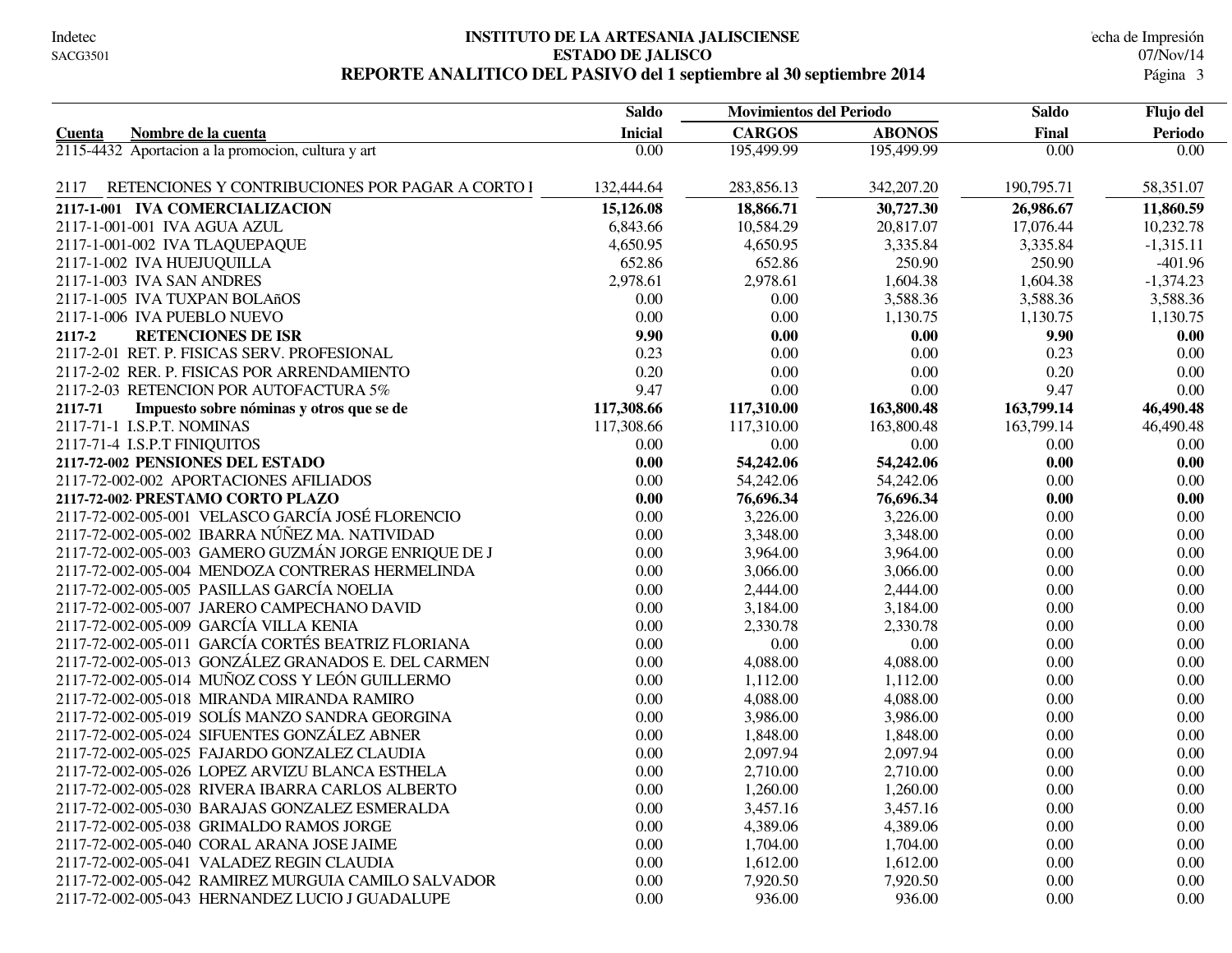# INSTITUTO DE LA ARTESANIA JALISCIENSE

## ESTADO DE JALISCO

### REPORTE ANALITICO DEL PASIVO del 1 septiembre al 30 septiembre 2014

| Cuenta Nombre de la cuenta | Saldo Inicial | Movimientos del Periodo CARGOS | ABONOS | Saldo Final | Flujo del Periodo |
|---|---|---|---|---|---|
| 2115-4432 Aportacion a la promocion, cultura y art | 0.00 | 195,499.99 | 195,499.99 | 0.00 | 0.00 |
| 2117 RETENCIONES Y CONTRIBUCIONES POR PAGAR A CORTO I | 132,444.64 | 283,856.13 | 342,207.20 | 190,795.71 | 58,351.07 |
| **2117-1-001 IVA COMERCIALIZACION** | **15,126.08** | **18,866.71** | **30,727.30** | **26,986.67** | **11,860.59** |
| 2117-1-001-001 IVA AGUA AZUL | 6,843.66 | 10,584.29 | 20,817.07 | 17,076.44 | 10,232.78 |
| 2117-1-001-002 IVA TLAQUEPAQUE | 4,650.95 | 4,650.95 | 3,335.84 | 3,335.84 | -1,315.11 |
| 2117-1-002 IVA HUEJUQUILLA | 652.86 | 652.86 | 250.90 | 250.90 | -401.96 |
| 2117-1-003 IVA SAN ANDRES | 2,978.61 | 2,978.61 | 1,604.38 | 1,604.38 | -1,374.23 |
| 2117-1-005 IVA TUXPAN BOLAñOS | 0.00 | 0.00 | 3,588.36 | 3,588.36 | 3,588.36 |
| 2117-1-006 IVA PUEBLO NUEVO | 0.00 | 0.00 | 1,130.75 | 1,130.75 | 1,130.75 |
| **2117-2 RETENCIONES DE ISR** | **9.90** | **0.00** | **0.00** | **9.90** | **0.00** |
| 2117-2-01 RET. P. FISICAS SERV. PROFESIONAL | 0.23 | 0.00 | 0.00 | 0.23 | 0.00 |
| 2117-2-02 RER. P. FISICAS POR ARRENDAMIENTO | 0.20 | 0.00 | 0.00 | 0.20 | 0.00 |
| 2117-2-03 RETENCION POR AUTOFACTURA 5% | 9.47 | 0.00 | 0.00 | 9.47 | 0.00 |
| **2117-71 Impuesto sobre nóminas y otros que se de** | **117,308.66** | **117,310.00** | **163,800.48** | **163,799.14** | **46,490.48** |
| 2117-71-1 I.S.P.T. NOMINAS | 117,308.66 | 117,310.00 | 163,800.48 | 163,799.14 | 46,490.48 |
| 2117-71-4 I.S.P.T FINIQUITOS | 0.00 | 0.00 | 0.00 | 0.00 | 0.00 |
| **2117-72-002 PENSIONES DEL ESTADO** | **0.00** | **54,242.06** | **54,242.06** | **0.00** | **0.00** |
| 2117-72-002-002 APORTACIONES AFILIADOS | 0.00 | 54,242.06 | 54,242.06 | 0.00 | 0.00 |
| **2117-72-002· PRESTAMO CORTO PLAZO** | **0.00** | **76,696.34** | **76,696.34** | **0.00** | **0.00** |
| 2117-72-002-005-001 VELASCO GARCÍA JOSÉ FLORENCIO | 0.00 | 3,226.00 | 3,226.00 | 0.00 | 0.00 |
| 2117-72-002-005-002 IBARRA NÚÑEZ MA. NATIVIDAD | 0.00 | 3,348.00 | 3,348.00 | 0.00 | 0.00 |
| 2117-72-002-005-003 GAMERO GUZMÁN JORGE ENRIQUE DE J | 0.00 | 3,964.00 | 3,964.00 | 0.00 | 0.00 |
| 2117-72-002-005-004 MENDOZA CONTRERAS HERMELINDA | 0.00 | 3,066.00 | 3,066.00 | 0.00 | 0.00 |
| 2117-72-002-005-005 PASILLAS GARCÍA NOELIA | 0.00 | 2,444.00 | 2,444.00 | 0.00 | 0.00 |
| 2117-72-002-005-007 JARERO CAMPECHANO DAVID | 0.00 | 3,184.00 | 3,184.00 | 0.00 | 0.00 |
| 2117-72-002-005-009 GARCÍA VILLA KENIA | 0.00 | 2,330.78 | 2,330.78 | 0.00 | 0.00 |
| 2117-72-002-005-011 GARCÍA CORTÉS BEATRIZ FLORIANA | 0.00 | 0.00 | 0.00 | 0.00 | 0.00 |
| 2117-72-002-005-013 GONZÁLEZ GRANADOS E. DEL CARMEN | 0.00 | 4,088.00 | 4,088.00 | 0.00 | 0.00 |
| 2117-72-002-005-014 MUÑOZ COSS Y LEÓN GUILLERMO | 0.00 | 1,112.00 | 1,112.00 | 0.00 | 0.00 |
| 2117-72-002-005-018 MIRANDA MIRANDA RAMIRO | 0.00 | 4,088.00 | 4,088.00 | 0.00 | 0.00 |
| 2117-72-002-005-019 SOLÍS MANZO SANDRA GEORGINA | 0.00 | 3,986.00 | 3,986.00 | 0.00 | 0.00 |
| 2117-72-002-005-024 SIFUENTES GONZÁLEZ ABNER | 0.00 | 1,848.00 | 1,848.00 | 0.00 | 0.00 |
| 2117-72-002-005-025 FAJARDO GONZALEZ CLAUDIA | 0.00 | 2,097.94 | 2,097.94 | 0.00 | 0.00 |
| 2117-72-002-005-026 LOPEZ ARVIZU BLANCA ESTHELA | 0.00 | 2,710.00 | 2,710.00 | 0.00 | 0.00 |
| 2117-72-002-005-028 RIVERA IBARRA CARLOS ALBERTO | 0.00 | 1,260.00 | 1,260.00 | 0.00 | 0.00 |
| 2117-72-002-005-030 BARAJAS GONZALEZ ESMERALDA | 0.00 | 3,457.16 | 3,457.16 | 0.00 | 0.00 |
| 2117-72-002-005-038 GRIMALDO RAMOS JORGE | 0.00 | 4,389.06 | 4,389.06 | 0.00 | 0.00 |
| 2117-72-002-005-040 CORAL ARANA JOSE JAIME | 0.00 | 1,704.00 | 1,704.00 | 0.00 | 0.00 |
| 2117-72-002-005-041 VALADEZ REGIN CLAUDIA | 0.00 | 1,612.00 | 1,612.00 | 0.00 | 0.00 |
| 2117-72-002-005-042 RAMIREZ MURGUIA CAMILO SALVADOR | 0.00 | 7,920.50 | 7,920.50 | 0.00 | 0.00 |
| 2117-72-002-005-043 HERNANDEZ LUCIO J GUADALUPE | 0.00 | 936.00 | 936.00 | 0.00 | 0.00 |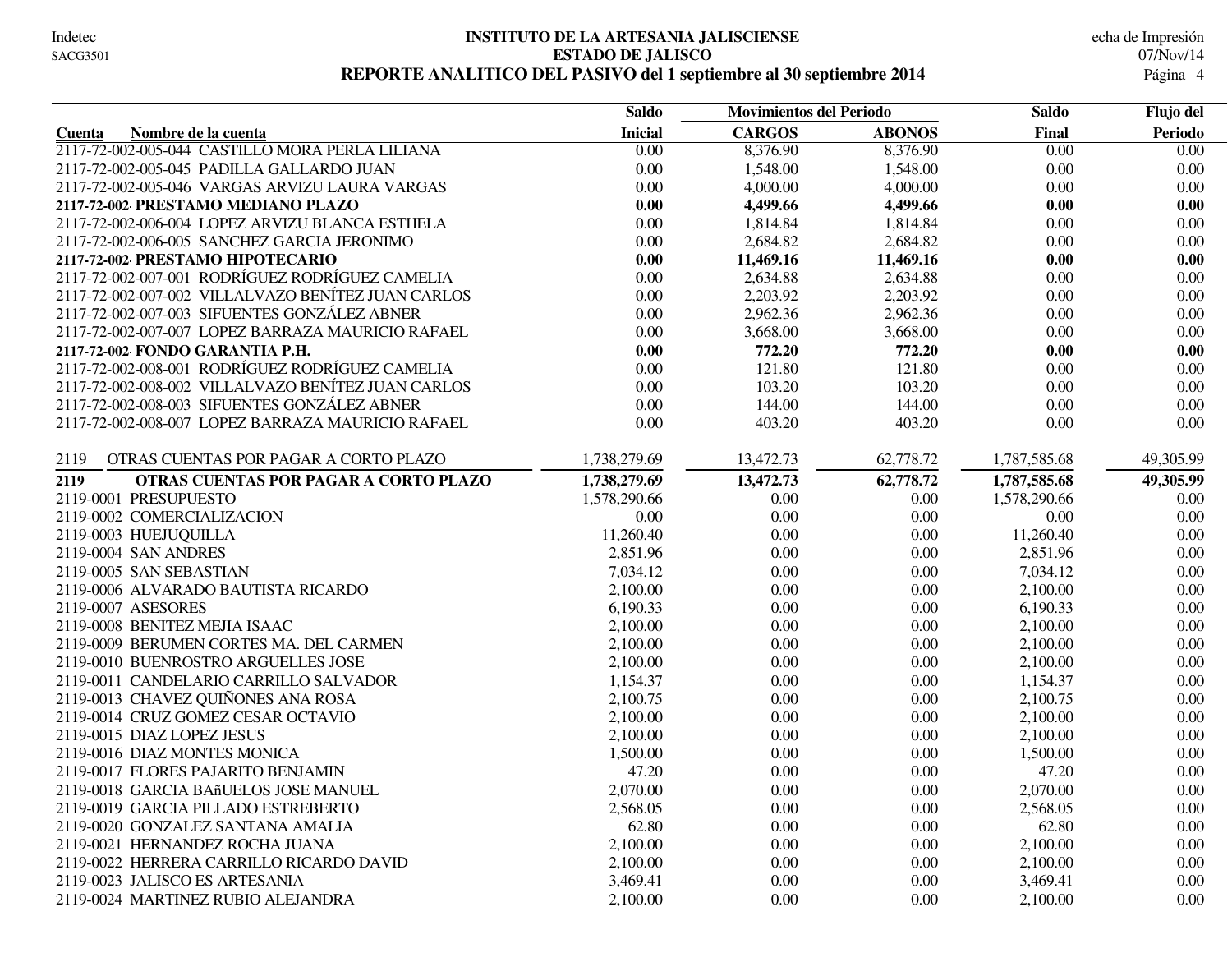# INSTITUTO DE LA ARTESANIA JALISCIENSE
## ESTADO DE JALISCO
### REPORTE ANALITICO DEL PASIVO del 1 septiembre al 30 septiembre 2014

| Cuenta | Nombre de la cuenta | Saldo Inicial | Movimientos del Periodo CARGOS | ABONOS | Saldo Final | Flujo del Periodo |
|---|---|---|---|---|---|---|
| 2117-72-002-005-044 | CASTILLO MORA PERLA LILIANA | 0.00 | 8,376.90 | 8,376.90 | 0.00 | 0.00 |
| 2117-72-002-005-045 | PADILLA GALLARDO JUAN | 0.00 | 1,548.00 | 1,548.00 | 0.00 | 0.00 |
| 2117-72-002-005-046 | VARGAS ARVIZU LAURA VARGAS | 0.00 | 4,000.00 | 4,000.00 | 0.00 | 0.00 |
| **2117-72-002·** | **PRESTAMO MEDIANO PLAZO** | **0.00** | **4,499.66** | **4,499.66** | **0.00** | **0.00** |
| 2117-72-002-006-004 | LOPEZ ARVIZU BLANCA ESTHELA | 0.00 | 1,814.84 | 1,814.84 | 0.00 | 0.00 |
| 2117-72-002-006-005 | SANCHEZ GARCIA JERONIMO | 0.00 | 2,684.82 | 2,684.82 | 0.00 | 0.00 |
| **2117-72-002·** | **PRESTAMO HIPOTECARIO** | **0.00** | **11,469.16** | **11,469.16** | **0.00** | **0.00** |
| 2117-72-002-007-001 | RODRÍGUEZ RODRÍGUEZ CAMELIA | 0.00 | 2,634.88 | 2,634.88 | 0.00 | 0.00 |
| 2117-72-002-007-002 | VILLALVAZO BENÍTEZ JUAN CARLOS | 0.00 | 2,203.92 | 2,203.92 | 0.00 | 0.00 |
| 2117-72-002-007-003 | SIFUENTES GONZÁLEZ ABNER | 0.00 | 2,962.36 | 2,962.36 | 0.00 | 0.00 |
| 2117-72-002-007-007 | LOPEZ BARRAZA MAURICIO RAFAEL | 0.00 | 3,668.00 | 3,668.00 | 0.00 | 0.00 |
| **2117-72-002·** | **FONDO GARANTIA P.H.** | **0.00** | **772.20** | **772.20** | **0.00** | **0.00** |
| 2117-72-002-008-001 | RODRÍGUEZ RODRÍGUEZ CAMELIA | 0.00 | 121.80 | 121.80 | 0.00 | 0.00 |
| 2117-72-002-008-002 | VILLALVAZO BENÍTEZ JUAN CARLOS | 0.00 | 103.20 | 103.20 | 0.00 | 0.00 |
| 2117-72-002-008-003 | SIFUENTES GONZÁLEZ ABNER | 0.00 | 144.00 | 144.00 | 0.00 | 0.00 |
| 2117-72-002-008-007 | LOPEZ BARRAZA MAURICIO RAFAEL | 0.00 | 403.20 | 403.20 | 0.00 | 0.00 |
| 2119 | OTRAS CUENTAS POR PAGAR A CORTO PLAZO | 1,738,279.69 | 13,472.73 | 62,778.72 | 1,787,585.68 | 49,305.99 |
| **2119** | **OTRAS CUENTAS POR PAGAR A CORTO PLAZO** | **1,738,279.69** | **13,472.73** | **62,778.72** | **1,787,585.68** | **49,305.99** |
| 2119-0001 | PRESUPUESTO | 1,578,290.66 | 0.00 | 0.00 | 1,578,290.66 | 0.00 |
| 2119-0002 | COMERCIALIZACION | 0.00 | 0.00 | 0.00 | 0.00 | 0.00 |
| 2119-0003 | HUEJUQUILLA | 11,260.40 | 0.00 | 0.00 | 11,260.40 | 0.00 |
| 2119-0004 | SAN ANDRES | 2,851.96 | 0.00 | 0.00 | 2,851.96 | 0.00 |
| 2119-0005 | SAN SEBASTIAN | 7,034.12 | 0.00 | 0.00 | 7,034.12 | 0.00 |
| 2119-0006 | ALVARADO BAUTISTA RICARDO | 2,100.00 | 0.00 | 0.00 | 2,100.00 | 0.00 |
| 2119-0007 | ASESORES | 6,190.33 | 0.00 | 0.00 | 6,190.33 | 0.00 |
| 2119-0008 | BENITEZ MEJIA ISAAC | 2,100.00 | 0.00 | 0.00 | 2,100.00 | 0.00 |
| 2119-0009 | BERUMEN CORTES MA. DEL CARMEN | 2,100.00 | 0.00 | 0.00 | 2,100.00 | 0.00 |
| 2119-0010 | BUENROSTRO ARGUELLES JOSE | 2,100.00 | 0.00 | 0.00 | 2,100.00 | 0.00 |
| 2119-0011 | CANDELARIO CARRILLO SALVADOR | 1,154.37 | 0.00 | 0.00 | 1,154.37 | 0.00 |
| 2119-0013 | CHAVEZ QUIÑONES ANA ROSA | 2,100.75 | 0.00 | 0.00 | 2,100.75 | 0.00 |
| 2119-0014 | CRUZ GOMEZ CESAR OCTAVIO | 2,100.00 | 0.00 | 0.00 | 2,100.00 | 0.00 |
| 2119-0015 | DIAZ LOPEZ JESUS | 2,100.00 | 0.00 | 0.00 | 2,100.00 | 0.00 |
| 2119-0016 | DIAZ MONTES MONICA | 1,500.00 | 0.00 | 0.00 | 1,500.00 | 0.00 |
| 2119-0017 | FLORES PAJARITO BENJAMIN | 47.20 | 0.00 | 0.00 | 47.20 | 0.00 |
| 2119-0018 | GARCIA BAñUELOS JOSE MANUEL | 2,070.00 | 0.00 | 0.00 | 2,070.00 | 0.00 |
| 2119-0019 | GARCIA PILLADO ESTREBERTO | 2,568.05 | 0.00 | 0.00 | 2,568.05 | 0.00 |
| 2119-0020 | GONZALEZ SANTANA AMALIA | 62.80 | 0.00 | 0.00 | 62.80 | 0.00 |
| 2119-0021 | HERNANDEZ ROCHA JUANA | 2,100.00 | 0.00 | 0.00 | 2,100.00 | 0.00 |
| 2119-0022 | HERRERA CARRILLO RICARDO DAVID | 2,100.00 | 0.00 | 0.00 | 2,100.00 | 0.00 |
| 2119-0023 | JALISCO ES ARTESANIA | 3,469.41 | 0.00 | 0.00 | 3,469.41 | 0.00 |
| 2119-0024 | MARTINEZ RUBIO ALEJANDRA | 2,100.00 | 0.00 | 0.00 | 2,100.00 | 0.00 |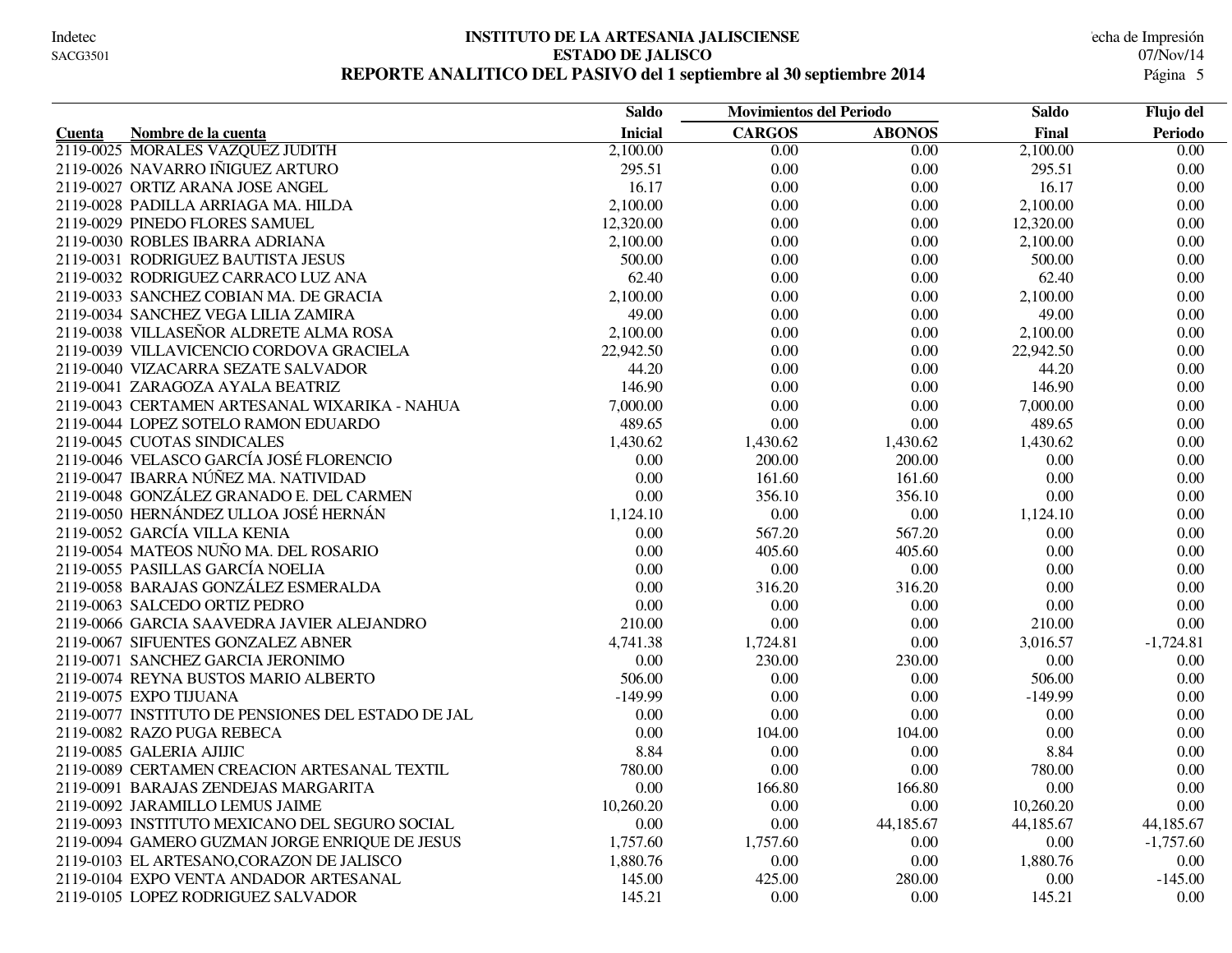# INSTITUTO DE LA ARTESANIA JALISCIENSE

## ESTADO DE JALISCO

## REPORTE ANALITICO DEL PASIVO del 1 septiembre al 30 septiembre 2014

| Cuenta | Nombre de la cuenta | Saldo Inicial | Movimientos del Periodo CARGOS | ABONOS | Saldo Final | Flujo del Periodo |
|---|---|---|---|---|---|---|
| 2119-0025 | MORALES VAZQUEZ JUDITH | 2,100.00 | 0.00 | 0.00 | 2,100.00 | 0.00 |
| 2119-0026 | NAVARRO IÑIGUEZ ARTURO | 295.51 | 0.00 | 0.00 | 295.51 | 0.00 |
| 2119-0027 | ORTIZ ARANA JOSE ANGEL | 16.17 | 0.00 | 0.00 | 16.17 | 0.00 |
| 2119-0028 | PADILLA ARRIAGA MA. HILDA | 2,100.00 | 0.00 | 0.00 | 2,100.00 | 0.00 |
| 2119-0029 | PINEDO FLORES SAMUEL | 12,320.00 | 0.00 | 0.00 | 12,320.00 | 0.00 |
| 2119-0030 | ROBLES IBARRA ADRIANA | 2,100.00 | 0.00 | 0.00 | 2,100.00 | 0.00 |
| 2119-0031 | RODRIGUEZ BAUTISTA JESUS | 500.00 | 0.00 | 0.00 | 500.00 | 0.00 |
| 2119-0032 | RODRIGUEZ CARRACO LUZ ANA | 62.40 | 0.00 | 0.00 | 62.40 | 0.00 |
| 2119-0033 | SANCHEZ COBIAN MA. DE GRACIA | 2,100.00 | 0.00 | 0.00 | 2,100.00 | 0.00 |
| 2119-0034 | SANCHEZ VEGA LILIA ZAMIRA | 49.00 | 0.00 | 0.00 | 49.00 | 0.00 |
| 2119-0038 | VILLASEÑOR ALDRETE ALMA ROSA | 2,100.00 | 0.00 | 0.00 | 2,100.00 | 0.00 |
| 2119-0039 | VILLAVICENCIO CORDOVA GRACIELA | 22,942.50 | 0.00 | 0.00 | 22,942.50 | 0.00 |
| 2119-0040 | VIZACARRA SEZATE SALVADOR | 44.20 | 0.00 | 0.00 | 44.20 | 0.00 |
| 2119-0041 | ZARAGOZA AYALA BEATRIZ | 146.90 | 0.00 | 0.00 | 146.90 | 0.00 |
| 2119-0043 | CERTAMEN ARTESANAL WIXARIKA - NAHUA | 7,000.00 | 0.00 | 0.00 | 7,000.00 | 0.00 |
| 2119-0044 | LOPEZ SOTELO RAMON EDUARDO | 489.65 | 0.00 | 0.00 | 489.65 | 0.00 |
| 2119-0045 | CUOTAS SINDICALES | 1,430.62 | 1,430.62 | 1,430.62 | 1,430.62 | 0.00 |
| 2119-0046 | VELASCO GARCÍA JOSÉ FLORENCIO | 0.00 | 200.00 | 200.00 | 0.00 | 0.00 |
| 2119-0047 | IBARRA NÚÑEZ MA. NATIVIDAD | 0.00 | 161.60 | 161.60 | 0.00 | 0.00 |
| 2119-0048 | GONZÁLEZ GRANADO E. DEL CARMEN | 0.00 | 356.10 | 356.10 | 0.00 | 0.00 |
| 2119-0050 | HERNÁNDEZ ULLOA JOSÉ HERNÁN | 1,124.10 | 0.00 | 0.00 | 1,124.10 | 0.00 |
| 2119-0052 | GARCÍA VILLA KENIA | 0.00 | 567.20 | 567.20 | 0.00 | 0.00 |
| 2119-0054 | MATEOS NUÑO MA. DEL ROSARIO | 0.00 | 405.60 | 405.60 | 0.00 | 0.00 |
| 2119-0055 | PASILLAS GARCÍA NOELIA | 0.00 | 0.00 | 0.00 | 0.00 | 0.00 |
| 2119-0058 | BARAJAS GONZÁLEZ ESMERALDA | 0.00 | 316.20 | 316.20 | 0.00 | 0.00 |
| 2119-0063 | SALCEDO ORTIZ PEDRO | 0.00 | 0.00 | 0.00 | 0.00 | 0.00 |
| 2119-0066 | GARCIA SAAVEDRA JAVIER ALEJANDRO | 210.00 | 0.00 | 0.00 | 210.00 | 0.00 |
| 2119-0067 | SIFUENTES GONZALEZ ABNER | 4,741.38 | 1,724.81 | 0.00 | 3,016.57 | -1,724.81 |
| 2119-0071 | SANCHEZ GARCIA JERONIMO | 0.00 | 230.00 | 230.00 | 0.00 | 0.00 |
| 2119-0074 | REYNA BUSTOS MARIO ALBERTO | 506.00 | 0.00 | 0.00 | 506.00 | 0.00 |
| 2119-0075 | EXPO TIJUANA | -149.99 | 0.00 | 0.00 | -149.99 | 0.00 |
| 2119-0077 | INSTITUTO DE PENSIONES DEL ESTADO DE JAL | 0.00 | 0.00 | 0.00 | 0.00 | 0.00 |
| 2119-0082 | RAZO PUGA REBECA | 0.00 | 104.00 | 104.00 | 0.00 | 0.00 |
| 2119-0085 | GALERIA AJIJIC | 8.84 | 0.00 | 0.00 | 8.84 | 0.00 |
| 2119-0089 | CERTAMEN CREACION ARTESANAL TEXTIL | 780.00 | 0.00 | 0.00 | 780.00 | 0.00 |
| 2119-0091 | BARAJAS ZENDEJAS MARGARITA | 0.00 | 166.80 | 166.80 | 0.00 | 0.00 |
| 2119-0092 | JARAMILLO LEMUS JAIME | 10,260.20 | 0.00 | 0.00 | 10,260.20 | 0.00 |
| 2119-0093 | INSTITUTO MEXICANO DEL SEGURO SOCIAL | 0.00 | 0.00 | 44,185.67 | 44,185.67 | 44,185.67 |
| 2119-0094 | GAMERO GUZMAN JORGE ENRIQUE DE JESUS | 1,757.60 | 1,757.60 | 0.00 | 0.00 | -1,757.60 |
| 2119-0103 | EL ARTESANO,CORAZON DE JALISCO | 1,880.76 | 0.00 | 0.00 | 1,880.76 | 0.00 |
| 2119-0104 | EXPO VENTA ANDADOR ARTESANAL | 145.00 | 425.00 | 280.00 | 0.00 | -145.00 |
| 2119-0105 | LOPEZ RODRIGUEZ SALVADOR | 145.21 | 0.00 | 0.00 | 145.21 | 0.00 |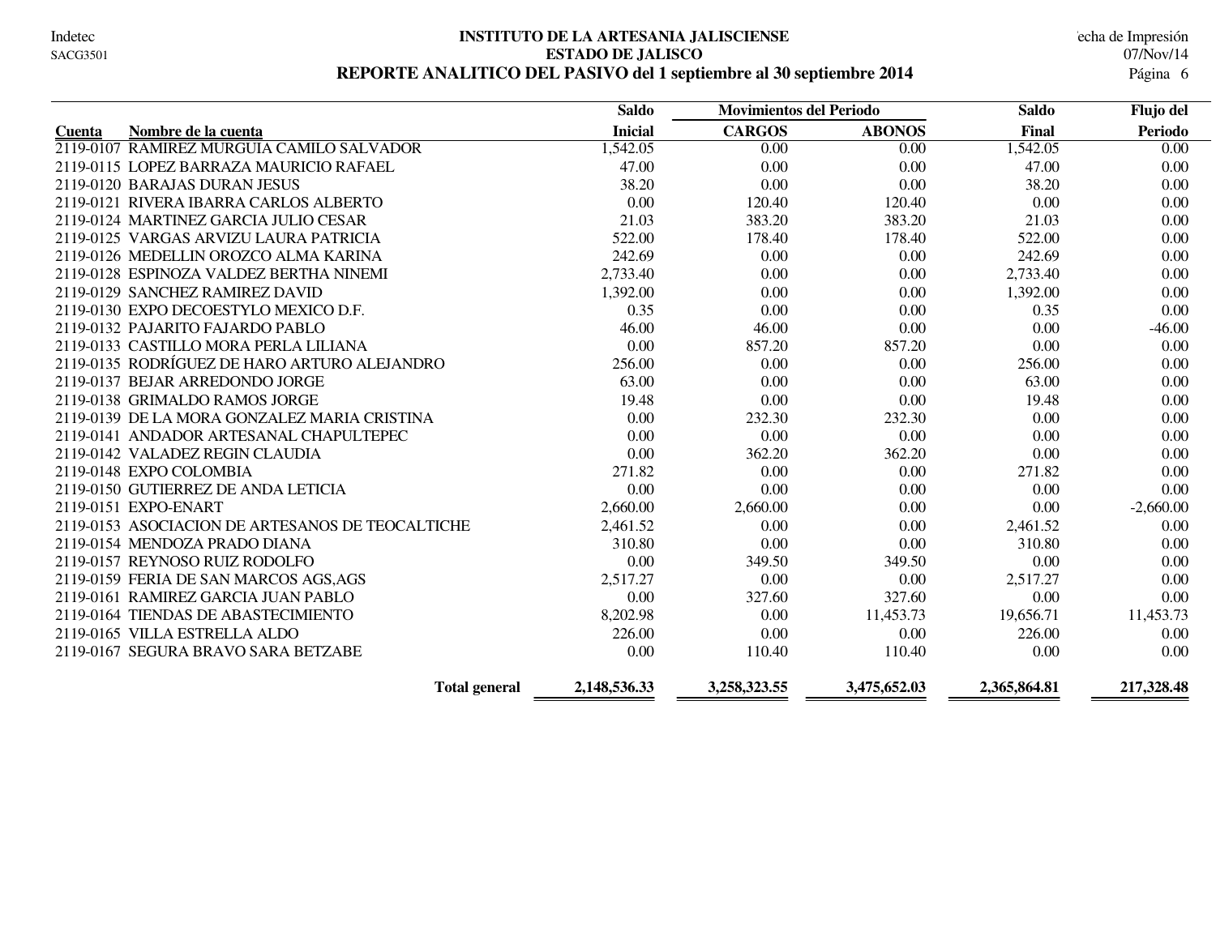# INSTITUTO DE LA ARTESANIA JALISCIENSE

## ESTADO DE JALISCO

## REPORTE ANALITICO DEL PASIVO del 1 septiembre al 30 septiembre 2014

| Cuenta | Nombre de la cuenta | Saldo Inicial | Movimientos del Periodo CARGOS | ABONOS | Saldo Final | Flujo del Periodo |
|---|---|---|---|---|---|---|
| 2119-0107 | RAMIREZ MURGUIA CAMILO SALVADOR | 1,542.05 | 0.00 | 0.00 | 1,542.05 | 0.00 |
| 2119-0115 | LOPEZ BARRAZA MAURICIO RAFAEL | 47.00 | 0.00 | 0.00 | 47.00 | 0.00 |
| 2119-0120 | BARAJAS DURAN JESUS | 38.20 | 0.00 | 0.00 | 38.20 | 0.00 |
| 2119-0121 | RIVERA IBARRA CARLOS ALBERTO | 0.00 | 120.40 | 120.40 | 0.00 | 0.00 |
| 2119-0124 | MARTINEZ GARCIA JULIO CESAR | 21.03 | 383.20 | 383.20 | 21.03 | 0.00 |
| 2119-0125 | VARGAS ARVIZU LAURA PATRICIA | 522.00 | 178.40 | 178.40 | 522.00 | 0.00 |
| 2119-0126 | MEDELLIN OROZCO ALMA KARINA | 242.69 | 0.00 | 0.00 | 242.69 | 0.00 |
| 2119-0128 | ESPINOZA VALDEZ BERTHA NINEMI | 2,733.40 | 0.00 | 0.00 | 2,733.40 | 0.00 |
| 2119-0129 | SANCHEZ RAMIREZ DAVID | 1,392.00 | 0.00 | 0.00 | 1,392.00 | 0.00 |
| 2119-0130 | EXPO DECOESTYLO MEXICO D.F. | 0.35 | 0.00 | 0.00 | 0.35 | 0.00 |
| 2119-0132 | PAJARITO FAJARDO PABLO | 46.00 | 46.00 | 0.00 | 0.00 | -46.00 |
| 2119-0133 | CASTILLO MORA PERLA LILIANA | 0.00 | 857.20 | 857.20 | 0.00 | 0.00 |
| 2119-0135 | RODRÍGUEZ DE HARO ARTURO ALEJANDRO | 256.00 | 0.00 | 0.00 | 256.00 | 0.00 |
| 2119-0137 | BEJAR ARREDONDO JORGE | 63.00 | 0.00 | 0.00 | 63.00 | 0.00 |
| 2119-0138 | GRIMALDO RAMOS JORGE | 19.48 | 0.00 | 0.00 | 19.48 | 0.00 |
| 2119-0139 | DE LA MORA GONZALEZ MARIA CRISTINA | 0.00 | 232.30 | 232.30 | 0.00 | 0.00 |
| 2119-0141 | ANDADOR ARTESANAL CHAPULTEPEC | 0.00 | 0.00 | 0.00 | 0.00 | 0.00 |
| 2119-0142 | VALADEZ REGIN CLAUDIA | 0.00 | 362.20 | 362.20 | 0.00 | 0.00 |
| 2119-0148 | EXPO COLOMBIA | 271.82 | 0.00 | 0.00 | 271.82 | 0.00 |
| 2119-0150 | GUTIERREZ DE ANDA LETICIA | 0.00 | 0.00 | 0.00 | 0.00 | 0.00 |
| 2119-0151 | EXPO-ENART | 2,660.00 | 2,660.00 | 0.00 | 0.00 | -2,660.00 |
| 2119-0153 | ASOCIACION DE ARTESANOS DE TEOCALTICHE | 2,461.52 | 0.00 | 0.00 | 2,461.52 | 0.00 |
| 2119-0154 | MENDOZA PRADO DIANA | 310.80 | 0.00 | 0.00 | 310.80 | 0.00 |
| 2119-0157 | REYNOSO RUIZ RODOLFO | 0.00 | 349.50 | 349.50 | 0.00 | 0.00 |
| 2119-0159 | FERIA DE SAN MARCOS AGS,AGS | 2,517.27 | 0.00 | 0.00 | 2,517.27 | 0.00 |
| 2119-0161 | RAMIREZ GARCIA JUAN PABLO | 0.00 | 327.60 | 327.60 | 0.00 | 0.00 |
| 2119-0164 | TIENDAS DE ABASTECIMIENTO | 8,202.98 | 0.00 | 11,453.73 | 19,656.71 | 11,453.73 |
| 2119-0165 | VILLA ESTRELLA ALDO | 226.00 | 0.00 | 0.00 | 226.00 | 0.00 |
| 2119-0167 | SEGURA BRAVO SARA BETZABE | 0.00 | 110.40 | 110.40 | 0.00 | 0.00 |
| | **Total general** | **2,148,536.33** | **3,258,323.55** | **3,475,652.03** | **2,365,864.81** | **217,328.48** |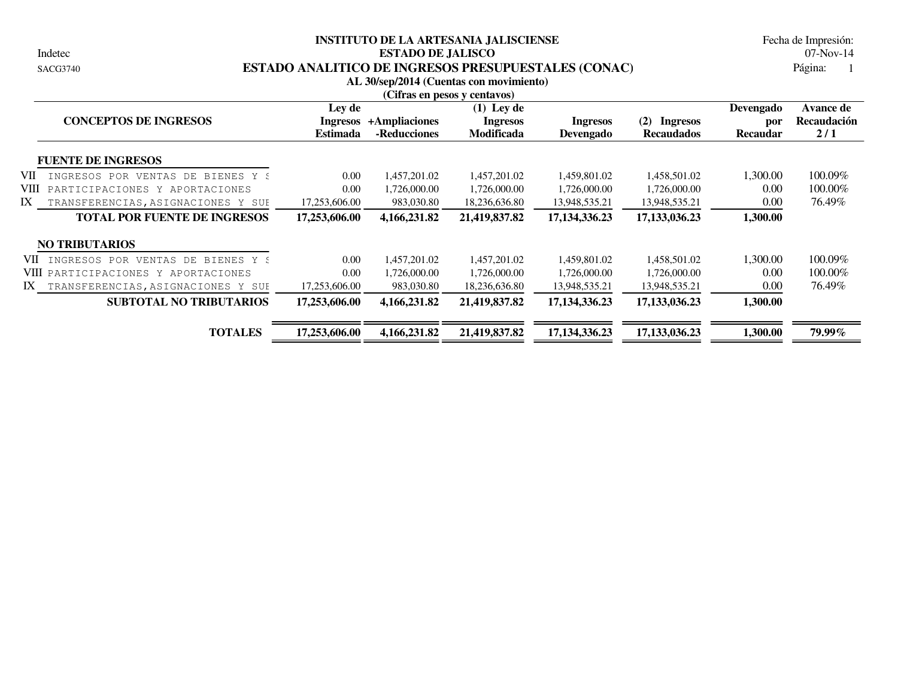**INSTITUTO DE LA ARTESANIA JALISCIENSE**

Indetec

**ESTADO DE JALISCO**

Fecha de Impresión: 07-Nov-14

SACG3740

# ESTADO ANALITICO DE INGRESOS PRESUPUESTALES (CONAC)

Página: 1

**AL 30/sep/2014 (Cuentas con movimiento)**

**(Cifras en pesos y centavos)**

| | CONCEPTOS DE INGRESOS | Ley de Ingresos Estimada | +Ampliaciones -Reducciones | (1) Ley de Ingresos Modificada | Ingresos Devengado | (2) Ingresos Recaudados | Devengado por Recaudar | Avance de Recaudación 2 / 1 |
|---|---|---|---|---|---|---|---|---|
| | **FUENTE DE INGRESOS** | | | | | | | |
| VII | INGRESOS POR VENTAS DE BIENES Y S | 0.00 | 1,457,201.02 | 1,457,201.02 | 1,459,801.02 | 1,458,501.02 | 1,300.00 | 100.09% |
| VIII | PARTICIPACIONES Y APORTACIONES | 0.00 | 1,726,000.00 | 1,726,000.00 | 1,726,000.00 | 1,726,000.00 | 0.00 | 100.00% |
| IX | TRANSFERENCIAS,ASIGNACIONES Y SUI | 17,253,606.00 | 983,030.80 | 18,236,636.80 | 13,948,535.21 | 13,948,535.21 | 0.00 | 76.49% |
| | **TOTAL POR FUENTE DE INGRESOS** | **17,253,606.00** | **4,166,231.82** | **21,419,837.82** | **17,134,336.23** | **17,133,036.23** | **1,300.00** | |
| | **NO TRIBUTARIOS** | | | | | | | |
| VII | INGRESOS POR VENTAS DE BIENES Y S | 0.00 | 1,457,201.02 | 1,457,201.02 | 1,459,801.02 | 1,458,501.02 | 1,300.00 | 100.09% |
| VIII | PARTICIPACIONES Y APORTACIONES | 0.00 | 1,726,000.00 | 1,726,000.00 | 1,726,000.00 | 1,726,000.00 | 0.00 | 100.00% |
| IX | TRANSFERENCIAS,ASIGNACIONES Y SUI | 17,253,606.00 | 983,030.80 | 18,236,636.80 | 13,948,535.21 | 13,948,535.21 | 0.00 | 76.49% |
| | **SUBTOTAL NO TRIBUTARIOS** | **17,253,606.00** | **4,166,231.82** | **21,419,837.82** | **17,134,336.23** | **17,133,036.23** | **1,300.00** | |
| | **TOTALES** | **17,253,606.00** | **4,166,231.82** | **21,419,837.82** | **17,134,336.23** | **17,133,036.23** | **1,300.00** | **79.99%** |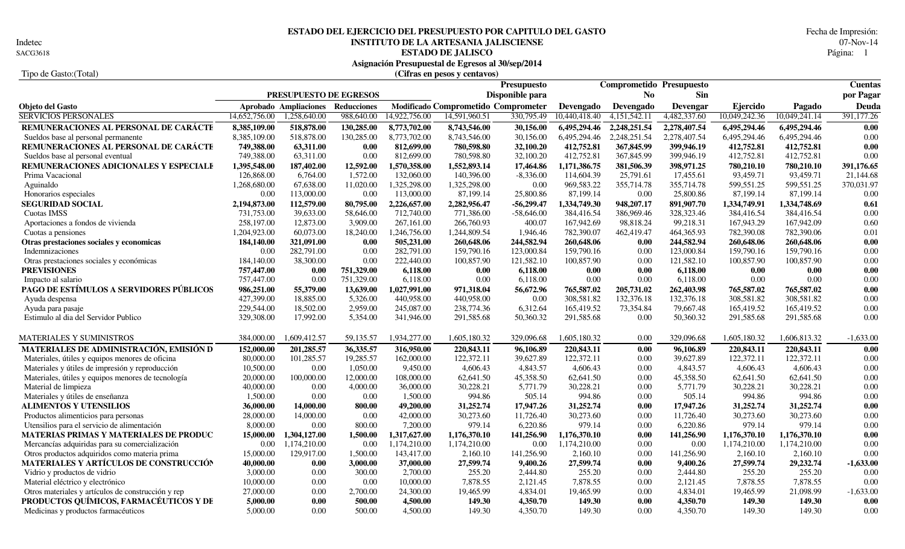# ESTADO DEL EJERCICIO DEL PRESUPUESTO POR CAPITULO DEL GASTO

## INSTITUTO DE LA ARTESANIA JALISCIENSE

## ESTADO DE JALISCO

### Asignación Presupuestal de Egresos al 30/sep/2014

(Cifras en pesos y centavos)

Indetec
SACG3618

Fecha de Impresión: 07-Nov-14
Página: 1

Tipo de Gasto:(Total)

| Objeto del Gasto | PRESUPUESTO DE EGRESOS Aprobado | Ampliaciones | Reducciones | Modificado | Comprometido | Presupuesto Disponible para Comprometer | Devengado | Comprometido No Devengado | Presupuesto Sin Devengar | Ejercido | Pagado | Cuentas por Pagar Deuda |
|---|---|---|---|---|---|---|---|---|---|---|---|---|
| SERVICIOS PERSONALES | 14,652,756.00 | 1,258,640.00 | 988,640.00 | 14,922,756.00 | 14,591,960.51 | 330,795.49 | 10,440,418.40 | 4,151,542.11 | 4,482,337.60 | 10,049,242.36 | 10,049,241.14 | 391,177.26 |
| **REMUNERACIONES AL PERSONAL DE CARÁCTE** | **8,385,109.00** | **518,878.00** | **130,285.00** | **8,773,702.00** | **8,743,546.00** | **30,156.00** | **6,495,294.46** | **2,248,251.54** | **2,278,407.54** | **6,495,294.46** | **6,495,294.46** | **0.00** |
| Sueldos base al personal permanente | 8,385,109.00 | 518,878.00 | 130,285.00 | 8,773,702.00 | 8,743,546.00 | 30,156.00 | 6,495,294.46 | 2,248,251.54 | 2,278,407.54 | 6,495,294.46 | 6,495,294.46 | 0.00 |
| **REMUNERACIONES AL PERSONAL DE CARÁCTE** | **749,388.00** | **63,311.00** | **0.00** | **812,699.00** | **780,598.80** | **32,100.20** | **412,752.81** | **367,845.99** | **399,946.19** | **412,752.81** | **412,752.81** | **0.00** |
| Sueldos base al personal eventual | 749,388.00 | 63,311.00 | 0.00 | 812,699.00 | 780,598.80 | 32,100.20 | 412,752.81 | 367,845.99 | 399,946.19 | 412,752.81 | 412,752.81 | 0.00 |
| **REMUNERACIONES ADICIONALES Y ESPECIALE** | **1,395,548.00** | **187,402.00** | **12,592.00** | **1,570,358.00** | **1,552,893.14** | **17,464.86** | **1,171,386.75** | **381,506.39** | **398,971.25** | **780,210.10** | **780,210.10** | **391,176.65** |
| Prima Vacacional | 126,868.00 | 6,764.00 | 1,572.00 | 132,060.00 | 140,396.00 | -8,336.00 | 114,604.39 | 25,791.61 | 17,455.61 | 93,459.71 | 93,459.71 | 21,144.68 |
| Aguinaldo | 1,268,680.00 | 67,638.00 | 11,020.00 | 1,325,298.00 | 1,325,298.00 | 0.00 | 969,583.22 | 355,714.78 | 355,714.78 | 599,551.25 | 599,551.25 | 370,031.97 |
| Honorarios especiales | 0.00 | 113,000.00 | 0.00 | 113,000.00 | 87,199.14 | 25,800.86 | 87,199.14 | 0.00 | 25,800.86 | 87,199.14 | 87,199.14 | 0.00 |
| **SEGURIDAD SOCIAL** | **2,194,873.00** | **112,579.00** | **80,795.00** | **2,226,657.00** | **2,282,956.47** | **-56,299.47** | **1,334,749.30** | **948,207.17** | **891,907.70** | **1,334,749.91** | **1,334,748.69** | **0.61** |
| Cuotas IMSS | 731,753.00 | 39,633.00 | 58,646.00 | 712,740.00 | 771,386.00 | -58,646.00 | 384,416.54 | 386,969.46 | 328,323.46 | 384,416.54 | 384,416.54 | 0.00 |
| Aportaciones a fondos de vivienda | 258,197.00 | 12,873.00 | 3,909.00 | 267,161.00 | 266,760.93 | 400.07 | 167,942.69 | 98,818.24 | 99,218.31 | 167,943.29 | 167,942.09 | 0.60 |
| Cuotas a pensiones | 1,204,923.00 | 60,073.00 | 18,240.00 | 1,246,756.00 | 1,244,809.54 | 1,946.46 | 782,390.07 | 462,419.47 | 464,365.93 | 782,390.08 | 782,390.06 | 0.01 |
| **Otras prestaciones sociales y economicas** | **184,140.00** | **321,091.00** | **0.00** | **505,231.00** | **260,648.06** | **244,582.94** | **260,648.06** | **0.00** | **244,582.94** | **260,648.06** | **260,648.06** | **0.00** |
| Indemnizaciones | 0.00 | 282,791.00 | 0.00 | 282,791.00 | 159,790.16 | 123,000.84 | 159,790.16 | 0.00 | 123,000.84 | 159,790.16 | 159,790.16 | 0.00 |
| Otras prestaciones sociales y económicas | 184,140.00 | 38,300.00 | 0.00 | 222,440.00 | 100,857.90 | 121,582.10 | 100,857.90 | 0.00 | 121,582.10 | 100,857.90 | 100,857.90 | 0.00 |
| **PREVISIONES** | **757,447.00** | **0.00** | **751,329.00** | **6,118.00** | **0.00** | **6,118.00** | **0.00** | **0.00** | **6,118.00** | **0.00** | **0.00** | **0.00** |
| Impacto al salario | 757,447.00 | 0.00 | 751,329.00 | 6,118.00 | 0.00 | 6,118.00 | 0.00 | 0.00 | 6,118.00 | 0.00 | 0.00 | 0.00 |
| **PAGO DE ESTÍMULOS A SERVIDORES PÚBLICOS** | **986,251.00** | **55,379.00** | **13,639.00** | **1,027,991.00** | **971,318.04** | **56,672.96** | **765,587.02** | **205,731.02** | **262,403.98** | **765,587.02** | **765,587.02** | **0.00** |
| Ayuda despensa | 427,399.00 | 18,885.00 | 5,326.00 | 440,958.00 | 440,958.00 | 0.00 | 308,581.82 | 132,376.18 | 132,376.18 | 308,581.82 | 308,581.82 | 0.00 |
| Ayuda para pasaje | 229,544.00 | 18,502.00 | 2,959.00 | 245,087.00 | 238,774.36 | 6,312.64 | 165,419.52 | 73,354.84 | 79,667.48 | 165,419.52 | 165,419.52 | 0.00 |
| Estimulo al dia del Servidor Publico | 329,308.00 | 17,992.00 | 5,354.00 | 341,946.00 | 291,585.68 | 50,360.32 | 291,585.68 | 0.00 | 50,360.32 | 291,585.68 | 291,585.68 | 0.00 |
| MATERIALES Y SUMINISTROS | 384,000.00 | 1,609,412.57 | 59,135.57 | 1,934,277.00 | 1,605,180.32 | 329,096.68 | 1,605,180.32 | 0.00 | 329,096.68 | 1,605,180.32 | 1,606,813.32 | -1,633.00 |
| **MATERIALES DE ADMINISTRACIÓN, EMISIÓN D** | **152,000.00** | **201,285.57** | **36,335.57** | **316,950.00** | **220,843.11** | **96,106.89** | **220,843.11** | **0.00** | **96,106.89** | **220,843.11** | **220,843.11** | **0.00** |
| Materiales, útiles y equipos menores de oficina | 80,000.00 | 101,285.57 | 19,285.57 | 162,000.00 | 122,372.11 | 39,627.89 | 122,372.11 | 0.00 | 39,627.89 | 122,372.11 | 122,372.11 | 0.00 |
| Materiales y útiles de impresión y reproducción | 10,500.00 | 0.00 | 1,050.00 | 9,450.00 | 4,606.43 | 4,843.57 | 4,606.43 | 0.00 | 4,843.57 | 4,606.43 | 4,606.43 | 0.00 |
| Materiales, útiles y equipos menores de tecnología | 20,000.00 | 100,000.00 | 12,000.00 | 108,000.00 | 62,641.50 | 45,358.50 | 62,641.50 | 0.00 | 45,358.50 | 62,641.50 | 62,641.50 | 0.00 |
| Material de limpieza | 40,000.00 | 0.00 | 4,000.00 | 36,000.00 | 30,228.21 | 5,771.79 | 30,228.21 | 0.00 | 5,771.79 | 30,228.21 | 30,228.21 | 0.00 |
| Materiales y útiles de enseñanza | 1,500.00 | 0.00 | 0.00 | 1,500.00 | 994.86 | 505.14 | 994.86 | 0.00 | 505.14 | 994.86 | 994.86 | 0.00 |
| **ALIMENTOS Y UTENSILIOS** | **36,000.00** | **14,000.00** | **800.00** | **49,200.00** | **31,252.74** | **17,947.26** | **31,252.74** | **0.00** | **17,947.26** | **31,252.74** | **31,252.74** | **0.00** |
| Productos alimenticios para personas | 28,000.00 | 14,000.00 | 0.00 | 42,000.00 | 30,273.60 | 11,726.40 | 30,273.60 | 0.00 | 11,726.40 | 30,273.60 | 30,273.60 | 0.00 |
| Utensilios para el servicio de alimentación | 8,000.00 | 0.00 | 800.00 | 7,200.00 | 979.14 | 6,220.86 | 979.14 | 0.00 | 6,220.86 | 979.14 | 979.14 | 0.00 |
| **MATERIAS PRIMAS Y MATERIALES DE PRODUC** | **15,000.00** | **1,304,127.00** | **1,500.00** | **1,317,627.00** | **1,176,370.10** | **141,256.90** | **1,176,370.10** | **0.00** | **141,256.90** | **1,176,370.10** | **1,176,370.10** | **0.00** |
| Mercancías adquiridas para su comercialización | 0.00 | 1,174,210.00 | 0.00 | 1,174,210.00 | 1,174,210.00 | 0.00 | 1,174,210.00 | 0.00 | 0.00 | 1,174,210.00 | 1,174,210.00 | 0.00 |
| Otros productos adquiridos como materia prima | 15,000.00 | 129,917.00 | 1,500.00 | 143,417.00 | 2,160.10 | 141,256.90 | 2,160.10 | 0.00 | 141,256.90 | 2,160.10 | 2,160.10 | 0.00 |
| **MATERIALES Y ARTÍCULOS DE CONSTRUCCIÓN** | **40,000.00** | **0.00** | **3,000.00** | **37,000.00** | **27,599.74** | **9,400.26** | **27,599.74** | **0.00** | **9,400.26** | **27,599.74** | **29,232.74** | **-1,633.00** |
| Vidrio y productos de vidrio | 3,000.00 | 0.00 | 300.00 | 2,700.00 | 255.20 | 2,444.80 | 255.20 | 0.00 | 2,444.80 | 255.20 | 255.20 | 0.00 |
| Material eléctrico y electrónico | 10,000.00 | 0.00 | 0.00 | 10,000.00 | 7,878.55 | 2,121.45 | 7,878.55 | 0.00 | 2,121.45 | 7,878.55 | 7,878.55 | 0.00 |
| Otros materiales y artículos de construcción y rep | 27,000.00 | 0.00 | 2,700.00 | 24,300.00 | 19,465.99 | 4,834.01 | 19,465.99 | 0.00 | 4,834.01 | 19,465.99 | 21,098.99 | -1,633.00 |
| **PRODUCTOS QUÍMICOS, FARMACÉUTICOS Y DE** | **5,000.00** | **0.00** | **500.00** | **4,500.00** | **149.30** | **4,350.70** | **149.30** | **0.00** | **4,350.70** | **149.30** | **149.30** | **0.00** |
| Medicinas y productos farmacéuticos | 5,000.00 | 0.00 | 500.00 | 4,500.00 | 149.30 | 4,350.70 | 149.30 | 0.00 | 4,350.70 | 149.30 | 149.30 | 0.00 |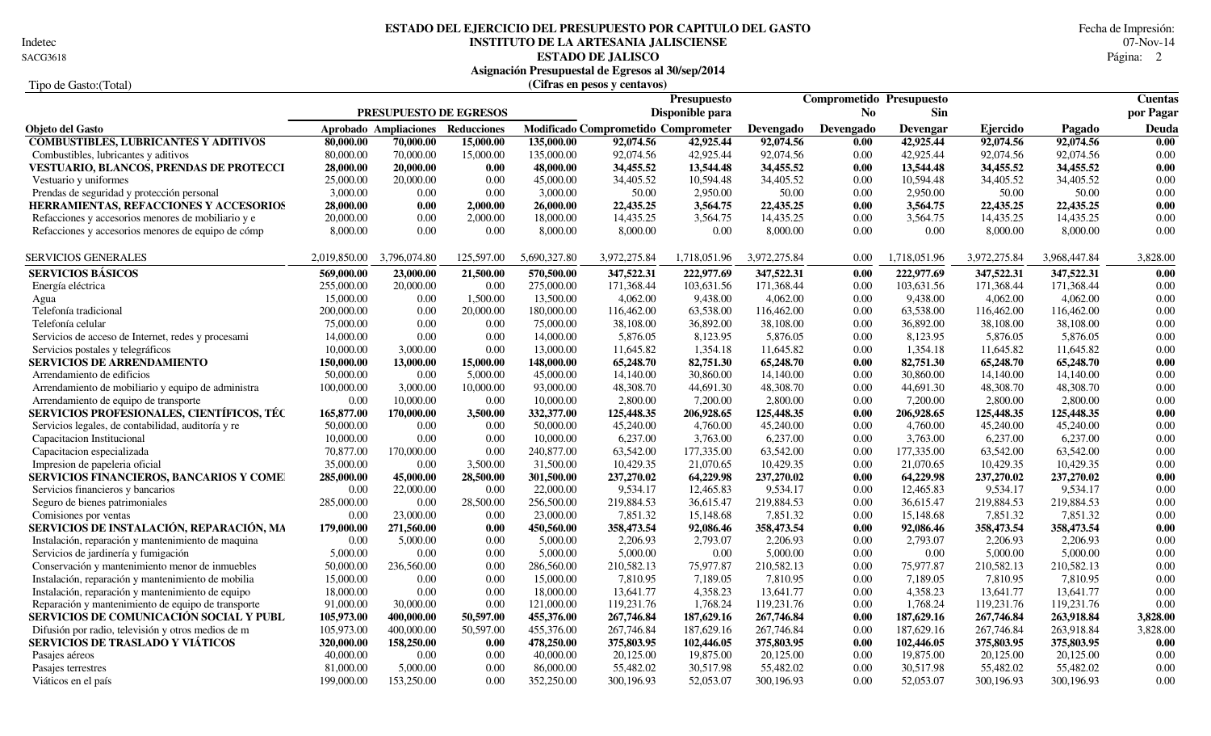# ESTADO DEL EJERCICIO DEL PRESUPUESTO POR CAPITULO DEL GASTO

Indetec
SACG3618

**INSTITUTO DE LA ARTESANIA JALISCIENSE**
**ESTADO DE JALISCO**
**Asignación Presupuestal de Egresos al 30/sep/2014**
**(Cifras en pesos y centavos)**

Fecha de Impresión: 07-Nov-14

Tipo de Gasto:(Total)

| Objeto del Gasto | PRESUPUESTO DE EGRESOS Aprobado | Ampliaciones | Reducciones | Modificado | Comprometido | Presupuesto Disponible para Comprometer | Devengado | Comprometido No Devengado | Presupuesto Sin Devengar | Ejercido | Pagado | Cuentas por Pagar Deuda |
|---|---|---|---|---|---|---|---|---|---|---|---|---|
| **COMBUSTIBLES, LUBRICANTES Y ADITIVOS** | **80,000.00** | **70,000.00** | **15,000.00** | **135,000.00** | **92,074.56** | **42,925.44** | **92,074.56** | **0.00** | **42,925.44** | **92,074.56** | **92,074.56** | **0.00** |
| Combustibles, lubricantes y aditivos | 80,000.00 | 70,000.00 | 15,000.00 | 135,000.00 | 92,074.56 | 42,925.44 | 92,074.56 | 0.00 | 42,925.44 | 92,074.56 | 92,074.56 | 0.00 |
| **VESTUARIO, BLANCOS, PRENDAS DE PROTECCI** | **28,000.00** | **20,000.00** | **0.00** | **48,000.00** | **34,455.52** | **13,544.48** | **34,455.52** | **0.00** | **13,544.48** | **34,455.52** | **34,455.52** | **0.00** |
| Vestuario y uniformes | 25,000.00 | 20,000.00 | 0.00 | 45,000.00 | 34,405.52 | 10,594.48 | 34,405.52 | 0.00 | 10,594.48 | 34,405.52 | 34,405.52 | 0.00 |
| Prendas de seguridad y protección personal | 3,000.00 | 0.00 | 0.00 | 3,000.00 | 50.00 | 2,950.00 | 50.00 | 0.00 | 2,950.00 | 50.00 | 50.00 | 0.00 |
| **HERRAMIENTAS, REFACCIONES Y ACCESORIOS** | **28,000.00** | **0.00** | **2,000.00** | **26,000.00** | **22,435.25** | **3,564.75** | **22,435.25** | **0.00** | **3,564.75** | **22,435.25** | **22,435.25** | **0.00** |
| Refacciones y accesorios menores de mobiliario y e | 20,000.00 | 0.00 | 2,000.00 | 18,000.00 | 14,435.25 | 3,564.75 | 14,435.25 | 0.00 | 3,564.75 | 14,435.25 | 14,435.25 | 0.00 |
| Refacciones y accesorios menores de equipo de cómp | 8,000.00 | 0.00 | 0.00 | 8,000.00 | 8,000.00 | 0.00 | 8,000.00 | 0.00 | 0.00 | 8,000.00 | 8,000.00 | 0.00 |
| SERVICIOS GENERALES | 2,019,850.00 | 3,796,074.80 | 125,597.00 | 5,690,327.80 | 3,972,275.84 | 1,718,051.96 | 3,972,275.84 | 0.00 | 1,718,051.96 | 3,972,275.84 | 3,968,447.84 | 3,828.00 |
| **SERVICIOS BÁSICOS** | **569,000.00** | **23,000.00** | **21,500.00** | **570,500.00** | **347,522.31** | **222,977.69** | **347,522.31** | **0.00** | **222,977.69** | **347,522.31** | **347,522.31** | **0.00** |
| Energía eléctrica | 255,000.00 | 20,000.00 | 0.00 | 275,000.00 | 171,368.44 | 103,631.56 | 171,368.44 | 0.00 | 103,631.56 | 171,368.44 | 171,368.44 | 0.00 |
| Agua | 15,000.00 | 0.00 | 1,500.00 | 13,500.00 | 4,062.00 | 9,438.00 | 4,062.00 | 0.00 | 9,438.00 | 4,062.00 | 4,062.00 | 0.00 |
| Telefonía tradicional | 200,000.00 | 0.00 | 20,000.00 | 180,000.00 | 116,462.00 | 63,538.00 | 116,462.00 | 0.00 | 63,538.00 | 116,462.00 | 116,462.00 | 0.00 |
| Telefonía celular | 75,000.00 | 0.00 | 0.00 | 75,000.00 | 38,108.00 | 36,892.00 | 38,108.00 | 0.00 | 36,892.00 | 38,108.00 | 38,108.00 | 0.00 |
| Servicios de acceso de Internet, redes y procesami | 14,000.00 | 0.00 | 0.00 | 14,000.00 | 5,876.05 | 8,123.95 | 5,876.05 | 0.00 | 8,123.95 | 5,876.05 | 5,876.05 | 0.00 |
| Servicios postales y telegráficos | 10,000.00 | 3,000.00 | 0.00 | 13,000.00 | 11,645.82 | 1,354.18 | 11,645.82 | 0.00 | 1,354.18 | 11,645.82 | 11,645.82 | 0.00 |
| **SERVICIOS DE ARRENDAMIENTO** | **150,000.00** | **13,000.00** | **15,000.00** | **148,000.00** | **65,248.70** | **82,751.30** | **65,248.70** | **0.00** | **82,751.30** | **65,248.70** | **65,248.70** | **0.00** |
| Arrendamiento de edificios | 50,000.00 | 0.00 | 5,000.00 | 45,000.00 | 14,140.00 | 30,860.00 | 14,140.00 | 0.00 | 30,860.00 | 14,140.00 | 14,140.00 | 0.00 |
| Arrendamiento de mobiliario y equipo de administra | 100,000.00 | 3,000.00 | 10,000.00 | 93,000.00 | 48,308.70 | 44,691.30 | 48,308.70 | 0.00 | 44,691.30 | 48,308.70 | 48,308.70 | 0.00 |
| Arrendamiento de equipo de transporte | 0.00 | 10,000.00 | 0.00 | 10,000.00 | 2,800.00 | 7,200.00 | 2,800.00 | 0.00 | 7,200.00 | 2,800.00 | 2,800.00 | 0.00 |
| **SERVICIOS PROFESIONALES, CIENTÍFICOS, TÉC** | **165,877.00** | **170,000.00** | **3,500.00** | **332,377.00** | **125,448.35** | **206,928.65** | **125,448.35** | **0.00** | **206,928.65** | **125,448.35** | **125,448.35** | **0.00** |
| Servicios legales, de contabilidad, auditoría y re | 50,000.00 | 0.00 | 0.00 | 50,000.00 | 45,240.00 | 4,760.00 | 45,240.00 | 0.00 | 4,760.00 | 45,240.00 | 45,240.00 | 0.00 |
| Capacitacion Institucional | 10,000.00 | 0.00 | 0.00 | 10,000.00 | 6,237.00 | 3,763.00 | 6,237.00 | 0.00 | 3,763.00 | 6,237.00 | 6,237.00 | 0.00 |
| Capacitacion especializada | 70,877.00 | 170,000.00 | 0.00 | 240,877.00 | 63,542.00 | 177,335.00 | 63,542.00 | 0.00 | 177,335.00 | 63,542.00 | 63,542.00 | 0.00 |
| Impresion de papeleria oficial | 35,000.00 | 0.00 | 3,500.00 | 31,500.00 | 10,429.35 | 21,070.65 | 10,429.35 | 0.00 | 21,070.65 | 10,429.35 | 10,429.35 | 0.00 |
| **SERVICIOS FINANCIEROS, BANCARIOS Y COME** | **285,000.00** | **45,000.00** | **28,500.00** | **301,500.00** | **237,270.02** | **64,229.98** | **237,270.02** | **0.00** | **64,229.98** | **237,270.02** | **237,270.02** | **0.00** |
| Servicios financieros y bancarios | 0.00 | 22,000.00 | 0.00 | 22,000.00 | 9,534.17 | 12,465.83 | 9,534.17 | 0.00 | 12,465.83 | 9,534.17 | 9,534.17 | 0.00 |
| Seguro de bienes patrimoniales | 285,000.00 | 0.00 | 28,500.00 | 256,500.00 | 219,884.53 | 36,615.47 | 219,884.53 | 0.00 | 36,615.47 | 219,884.53 | 219,884.53 | 0.00 |
| Comisiones por ventas | 0.00 | 23,000.00 | 0.00 | 23,000.00 | 7,851.32 | 15,148.68 | 7,851.32 | 0.00 | 15,148.68 | 7,851.32 | 7,851.32 | 0.00 |
| **SERVICIOS DE INSTALACIÓN, REPARACIÓN, MA** | **179,000.00** | **271,560.00** | **0.00** | **450,560.00** | **358,473.54** | **92,086.46** | **358,473.54** | **0.00** | **92,086.46** | **358,473.54** | **358,473.54** | **0.00** |
| Instalación, reparación y mantenimiento de maquina | 0.00 | 5,000.00 | 0.00 | 5,000.00 | 2,206.93 | 2,793.07 | 2,206.93 | 0.00 | 2,793.07 | 2,206.93 | 2,206.93 | 0.00 |
| Servicios de jardinería y fumigación | 5,000.00 | 0.00 | 0.00 | 5,000.00 | 5,000.00 | 0.00 | 5,000.00 | 0.00 | 0.00 | 5,000.00 | 5,000.00 | 0.00 |
| Conservación y mantenimiento menor de inmuebles | 50,000.00 | 236,560.00 | 0.00 | 286,560.00 | 210,582.13 | 75,977.87 | 210,582.13 | 0.00 | 75,977.87 | 210,582.13 | 210,582.13 | 0.00 |
| Instalación, reparación y mantenimiento de mobilia | 15,000.00 | 0.00 | 0.00 | 15,000.00 | 7,810.95 | 7,189.05 | 7,810.95 | 0.00 | 7,189.05 | 7,810.95 | 7,810.95 | 0.00 |
| Instalación, reparación y mantenimiento de equipo | 18,000.00 | 0.00 | 0.00 | 18,000.00 | 13,641.77 | 4,358.23 | 13,641.77 | 0.00 | 4,358.23 | 13,641.77 | 13,641.77 | 0.00 |
| Reparación y mantenimiento de equipo de transporte | 91,000.00 | 30,000.00 | 0.00 | 121,000.00 | 119,231.76 | 1,768.24 | 119,231.76 | 0.00 | 1,768.24 | 119,231.76 | 119,231.76 | 0.00 |
| **SERVICIOS DE COMUNICACIÓN SOCIAL Y PUBL** | **105,973.00** | **400,000.00** | **50,597.00** | **455,376.00** | **267,746.84** | **187,629.16** | **267,746.84** | **0.00** | **187,629.16** | **267,746.84** | **263,918.84** | **3,828.00** |
| Difusión por radio, televisión y otros medios de m | 105,973.00 | 400,000.00 | 50,597.00 | 455,376.00 | 267,746.84 | 187,629.16 | 267,746.84 | 0.00 | 187,629.16 | 267,746.84 | 263,918.84 | 3,828.00 |
| **SERVICIOS DE TRASLADO Y VIÁTICOS** | **320,000.00** | **158,250.00** | **0.00** | **478,250.00** | **375,803.95** | **102,446.05** | **375,803.95** | **0.00** | **102,446.05** | **375,803.95** | **375,803.95** | **0.00** |
| Pasajes aéreos | 40,000.00 | 0.00 | 0.00 | 40,000.00 | 20,125.00 | 19,875.00 | 20,125.00 | 0.00 | 19,875.00 | 20,125.00 | 20,125.00 | 0.00 |
| Pasajes terrestres | 81,000.00 | 5,000.00 | 0.00 | 86,000.00 | 55,482.02 | 30,517.98 | 55,482.02 | 0.00 | 30,517.98 | 55,482.02 | 55,482.02 | 0.00 |
| Viáticos en el país | 199,000.00 | 153,250.00 | 0.00 | 352,250.00 | 300,196.93 | 52,053.07 | 300,196.93 | 0.00 | 52,053.07 | 300,196.93 | 300,196.93 | 0.00 |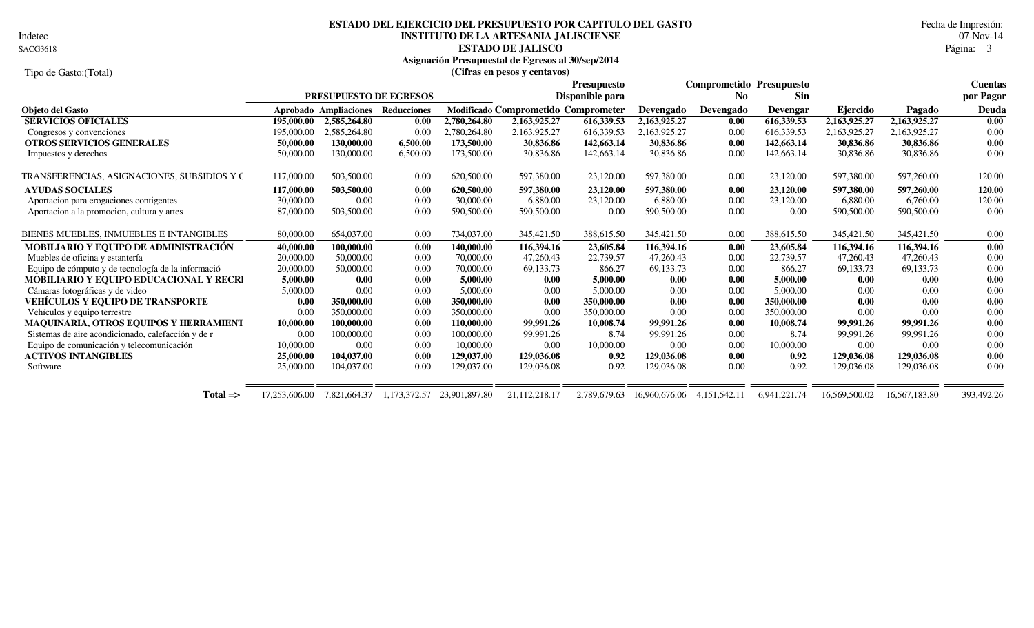# ESTADO DEL EJERCICIO DEL PRESUPUESTO POR CAPITULO DEL GASTO
## INSTITUTO DE LA ARTESANIA JALISCIENSE
## ESTADO DE JALISCO
### Asignación Presupuestal de Egresos al 30/sep/2014
### (Cifras en pesos y centavos)

Indetec
SACG3618

Fecha de Impresión: 07-Nov-14

Tipo de Gasto:(Total)

| | PRESUPUESTO DE EGRESOS | | | | | Presupuesto Disponible para | | Comprometido No | Presupuesto Sin | | | Cuentas por Pagar |
|---|---|---|---|---|---|---|---|---|---|---|---|---|
| Objeto del Gasto | Aprobado | Ampliaciones | Reducciones | Modificado | Comprometido | Comprometer | Devengado | Devengado | Devengar | Ejercido | Pagado | Deuda |
| **SERVICIOS OFICIALES** | **195,000.00** | **2,585,264.80** | **0.00** | **2,780,264.80** | **2,163,925.27** | **616,339.53** | **2,163,925.27** | **0.00** | **616,339.53** | **2,163,925.27** | **2,163,925.27** | **0.00** |
| Congresos y convenciones | 195,000.00 | 2,585,264.80 | 0.00 | 2,780,264.80 | 2,163,925.27 | 616,339.53 | 2,163,925.27 | 0.00 | 616,339.53 | 2,163,925.27 | 2,163,925.27 | 0.00 |
| **OTROS SERVICIOS GENERALES** | **50,000.00** | **130,000.00** | **6,500.00** | **173,500.00** | **30,836.86** | **142,663.14** | **30,836.86** | **0.00** | **142,663.14** | **30,836.86** | **30,836.86** | **0.00** |
| Impuestos y derechos | 50,000.00 | 130,000.00 | 6,500.00 | 173,500.00 | 30,836.86 | 142,663.14 | 30,836.86 | 0.00 | 142,663.14 | 30,836.86 | 30,836.86 | 0.00 |
| TRANSFERENCIAS, ASIGNACIONES, SUBSIDIOS Y C | 117,000.00 | 503,500.00 | 0.00 | 620,500.00 | 597,380.00 | 23,120.00 | 597,380.00 | 0.00 | 23,120.00 | 597,380.00 | 597,260.00 | 120.00 |
| **AYUDAS SOCIALES** | **117,000.00** | **503,500.00** | **0.00** | **620,500.00** | **597,380.00** | **23,120.00** | **597,380.00** | **0.00** | **23,120.00** | **597,380.00** | **597,260.00** | **120.00** |
| Aportacion para erogaciones contigentes | 30,000.00 | 0.00 | 0.00 | 30,000.00 | 6,880.00 | 23,120.00 | 6,880.00 | 0.00 | 23,120.00 | 6,880.00 | 6,760.00 | 120.00 |
| Aportacion a la promocion, cultura y artes | 87,000.00 | 503,500.00 | 0.00 | 590,500.00 | 590,500.00 | 0.00 | 590,500.00 | 0.00 | 0.00 | 590,500.00 | 590,500.00 | 0.00 |
| BIENES MUEBLES, INMUEBLES E INTANGIBLES | 80,000.00 | 654,037.00 | 0.00 | 734,037.00 | 345,421.50 | 388,615.50 | 345,421.50 | 0.00 | 388,615.50 | 345,421.50 | 345,421.50 | 0.00 |
| **MOBILIARIO Y EQUIPO DE ADMINISTRACIÓN** | **40,000.00** | **100,000.00** | **0.00** | **140,000.00** | **116,394.16** | **23,605.84** | **116,394.16** | **0.00** | **23,605.84** | **116,394.16** | **116,394.16** | **0.00** |
| Muebles de oficina y estantería | 20,000.00 | 50,000.00 | 0.00 | 70,000.00 | 47,260.43 | 22,739.57 | 47,260.43 | 0.00 | 22,739.57 | 47,260.43 | 47,260.43 | 0.00 |
| Equipo de cómputo y de tecnología de la informació | 20,000.00 | 50,000.00 | 0.00 | 70,000.00 | 69,133.73 | 866.27 | 69,133.73 | 0.00 | 866.27 | 69,133.73 | 69,133.73 | 0.00 |
| **MOBILIARIO Y EQUIPO EDUCACIONAL Y RECRI** | **5,000.00** | **0.00** | **0.00** | **5,000.00** | **0.00** | **5,000.00** | **0.00** | **0.00** | **5,000.00** | **0.00** | **0.00** | **0.00** |
| Cámaras fotográficas y de video | 5,000.00 | 0.00 | 0.00 | 5,000.00 | 0.00 | 5,000.00 | 0.00 | 0.00 | 5,000.00 | 0.00 | 0.00 | 0.00 |
| **VEHÍCULOS Y EQUIPO DE TRANSPORTE** | **0.00** | **350,000.00** | **0.00** | **350,000.00** | **0.00** | **350,000.00** | **0.00** | **0.00** | **350,000.00** | **0.00** | **0.00** | **0.00** |
| Vehículos y equipo terrestre | 0.00 | 350,000.00 | 0.00 | 350,000.00 | 0.00 | 350,000.00 | 0.00 | 0.00 | 350,000.00 | 0.00 | 0.00 | 0.00 |
| **MAQUINARIA, OTROS EQUIPOS Y HERRAMIENT** | **10,000.00** | **100,000.00** | **0.00** | **110,000.00** | **99,991.26** | **10,008.74** | **99,991.26** | **0.00** | **10,008.74** | **99,991.26** | **99,991.26** | **0.00** |
| Sistemas de aire acondicionado, calefacción y de r | 0.00 | 100,000.00 | 0.00 | 100,000.00 | 99,991.26 | 8.74 | 99,991.26 | 0.00 | 8.74 | 99,991.26 | 99,991.26 | 0.00 |
| Equipo de comunicación y telecomunicación | 10,000.00 | 0.00 | 0.00 | 10,000.00 | 0.00 | 10,000.00 | 0.00 | 0.00 | 10,000.00 | 0.00 | 0.00 | 0.00 |
| **ACTIVOS INTANGIBLES** | **25,000.00** | **104,037.00** | **0.00** | **129,037.00** | **129,036.08** | **0.92** | **129,036.08** | **0.00** | **0.92** | **129,036.08** | **129,036.08** | **0.00** |
| Software | 25,000.00 | 104,037.00 | 0.00 | 129,037.00 | 129,036.08 | 0.92 | 129,036.08 | 0.00 | 0.92 | 129,036.08 | 129,036.08 | 0.00 |
| **Total =>** | 17,253,606.00 | 7,821,664.37 | 1,173,372.57 | 23,901,897.80 | 21,112,218.17 | 2,789,679.63 | 16,960,676.06 | 4,151,542.11 | 6,941,221.74 | 16,569,500.02 | 16,567,183.80 | 393,492.26 |